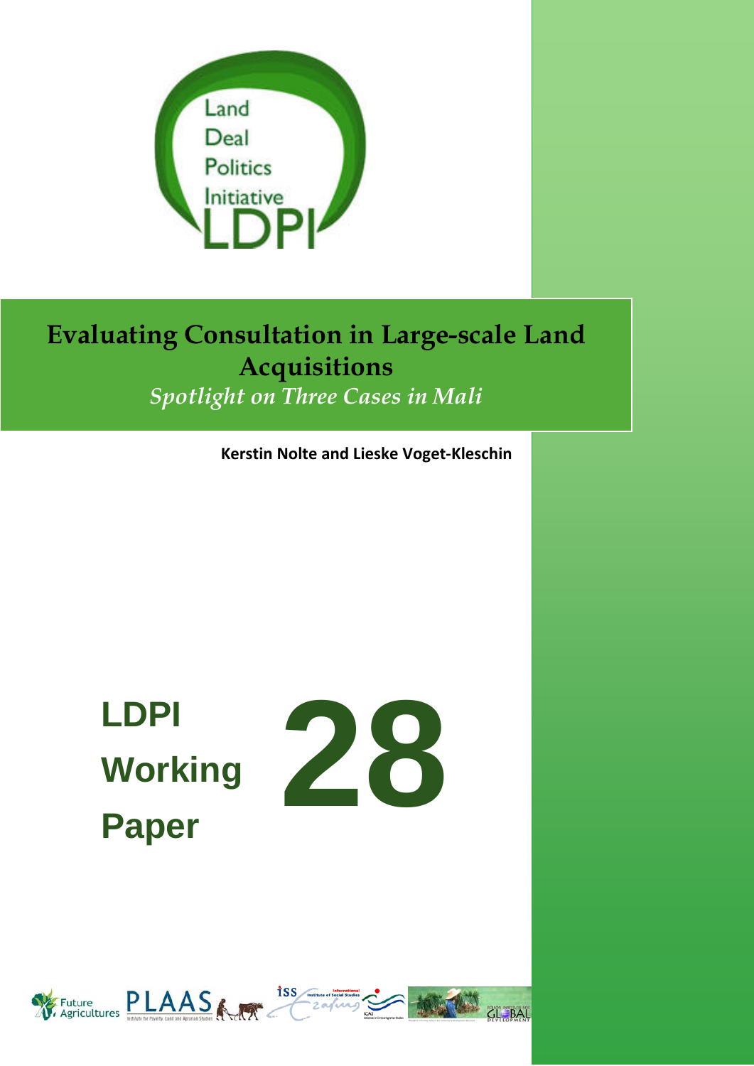Land
Deal
Politics
Initiative
LDPI

# Evaluating Consultation in Large-scale Land Acquisitions

*Spotlight on Three Cases in Mali*

**Kerstin Nolte and Lieske Voget-Kleschin**

**LDPI Working Paper 28**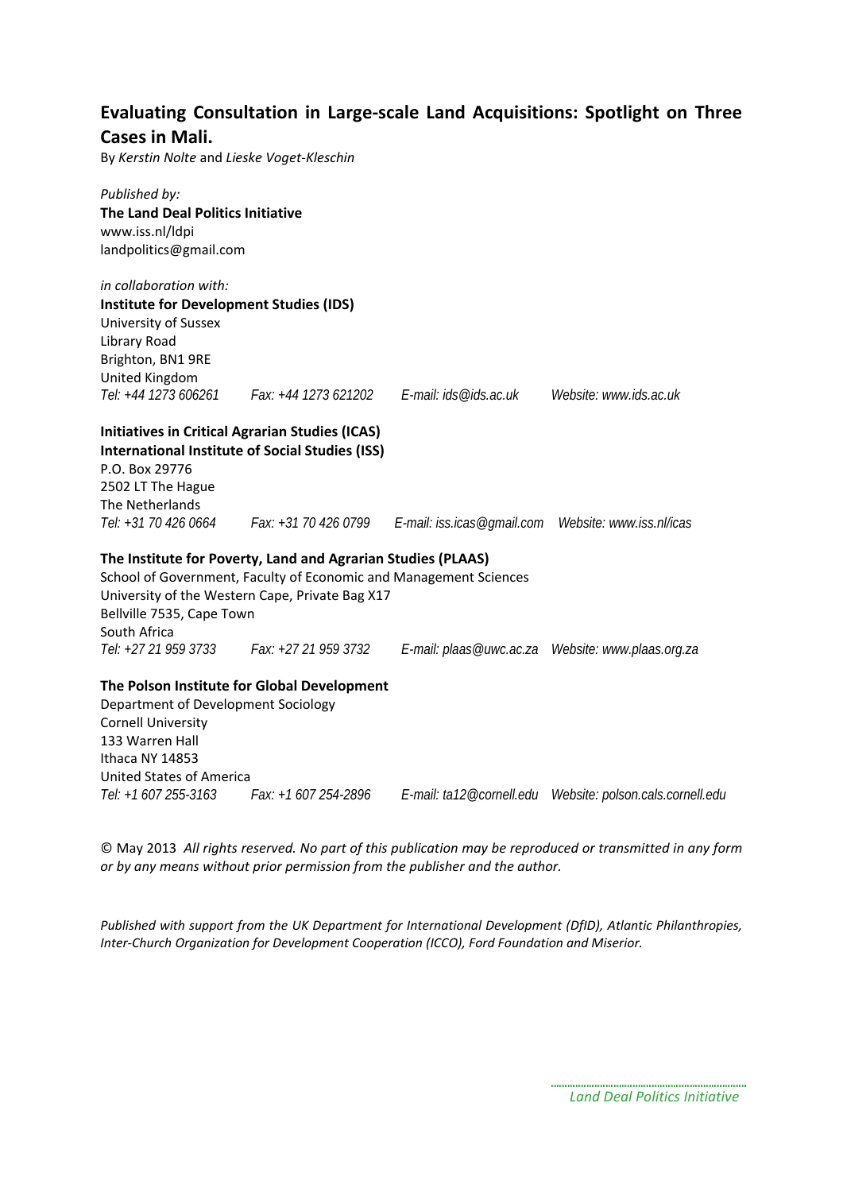# Evaluating Consultation in Large-scale Land Acquisitions: Spotlight on Three Cases in Mali.

By *Kerstin Nolte* and *Lieske Voget-Kleschin*

*Published by:*
**The Land Deal Politics Initiative**
www.iss.nl/ldpi
landpolitics@gmail.com

*in collaboration with:*
**Institute for Development Studies (IDS)**
University of Sussex
Library Road
Brighton, BN1 9RE
United Kingdom
*Tel: +44 1273 606261 Fax: +44 1273 621202 E-mail: ids@ids.ac.uk Website: www.ids.ac.uk*

**Initiatives in Critical Agrarian Studies (ICAS)**
**International Institute of Social Studies (ISS)**
P.O. Box 29776
2502 LT The Hague
The Netherlands
*Tel: +31 70 426 0664 Fax: +31 70 426 0799 E-mail: iss.icas@gmail.com Website: www.iss.nl/icas*

**The Institute for Poverty, Land and Agrarian Studies (PLAAS)**
School of Government, Faculty of Economic and Management Sciences
University of the Western Cape, Private Bag X17
Bellville 7535, Cape Town
South Africa
*Tel: +27 21 959 3733 Fax: +27 21 959 3732 E-mail: plaas@uwc.ac.za Website: www.plaas.org.za*

**The Polson Institute for Global Development**
Department of Development Sociology
Cornell University
133 Warren Hall
Ithaca NY 14853
United States of America
*Tel: +1 607 255-3163 Fax: +1 607 254-2896 E-mail: ta12@cornell.edu Website: polson.cals.cornell.edu*

© May 2013 *All rights reserved. No part of this publication may be reproduced or transmitted in any form or by any means without prior permission from the publisher and the author.*

*Published with support from the UK Department for International Development (DfID), Atlantic Philanthropies, Inter-Church Organization for Development Cooperation (ICCO), Ford Foundation and Miserior.*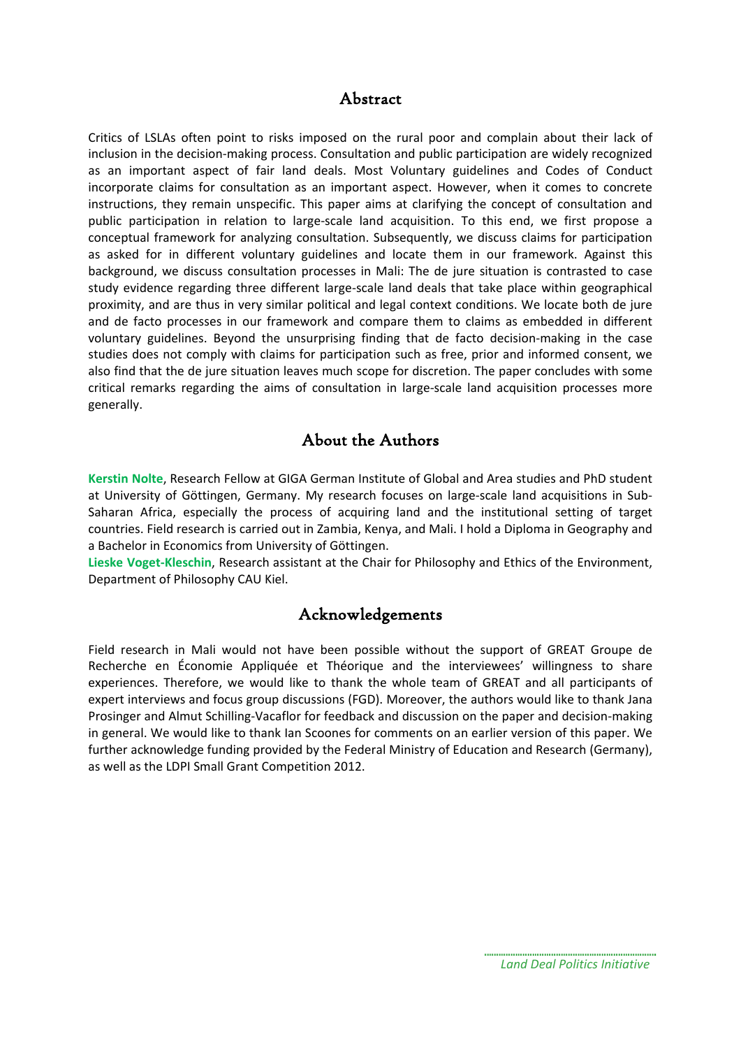## Abstract

Critics of LSLAs often point to risks imposed on the rural poor and complain about their lack of inclusion in the decision-making process. Consultation and public participation are widely recognized as an important aspect of fair land deals. Most Voluntary guidelines and Codes of Conduct incorporate claims for consultation as an important aspect. However, when it comes to concrete instructions, they remain unspecific. This paper aims at clarifying the concept of consultation and public participation in relation to large-scale land acquisition. To this end, we first propose a conceptual framework for analyzing consultation. Subsequently, we discuss claims for participation as asked for in different voluntary guidelines and locate them in our framework. Against this background, we discuss consultation processes in Mali: The de jure situation is contrasted to case study evidence regarding three different large-scale land deals that take place within geographical proximity, and are thus in very similar political and legal context conditions. We locate both de jure and de facto processes in our framework and compare them to claims as embedded in different voluntary guidelines. Beyond the unsurprising finding that de facto decision-making in the case studies does not comply with claims for participation such as free, prior and informed consent, we also find that the de jure situation leaves much scope for discretion. The paper concludes with some critical remarks regarding the aims of consultation in large-scale land acquisition processes more generally.

## About the Authors

**Kerstin Nolte**, Research Fellow at GIGA German Institute of Global and Area studies and PhD student at University of Göttingen, Germany. My research focuses on large-scale land acquisitions in Sub-Saharan Africa, especially the process of acquiring land and the institutional setting of target countries. Field research is carried out in Zambia, Kenya, and Mali. I hold a Diploma in Geography and a Bachelor in Economics from University of Göttingen.

**Lieske Voget-Kleschin**, Research assistant at the Chair for Philosophy and Ethics of the Environment, Department of Philosophy CAU Kiel.

## Acknowledgements

Field research in Mali would not have been possible without the support of GREAT Groupe de Recherche en Économie Appliquée et Théorique and the interviewees' willingness to share experiences. Therefore, we would like to thank the whole team of GREAT and all participants of expert interviews and focus group discussions (FGD). Moreover, the authors would like to thank Jana Prosinger and Almut Schilling-Vacaflor for feedback and discussion on the paper and decision-making in general. We would like to thank Ian Scoones for comments on an earlier version of this paper. We further acknowledge funding provided by the Federal Ministry of Education and Research (Germany), as well as the LDPI Small Grant Competition 2012.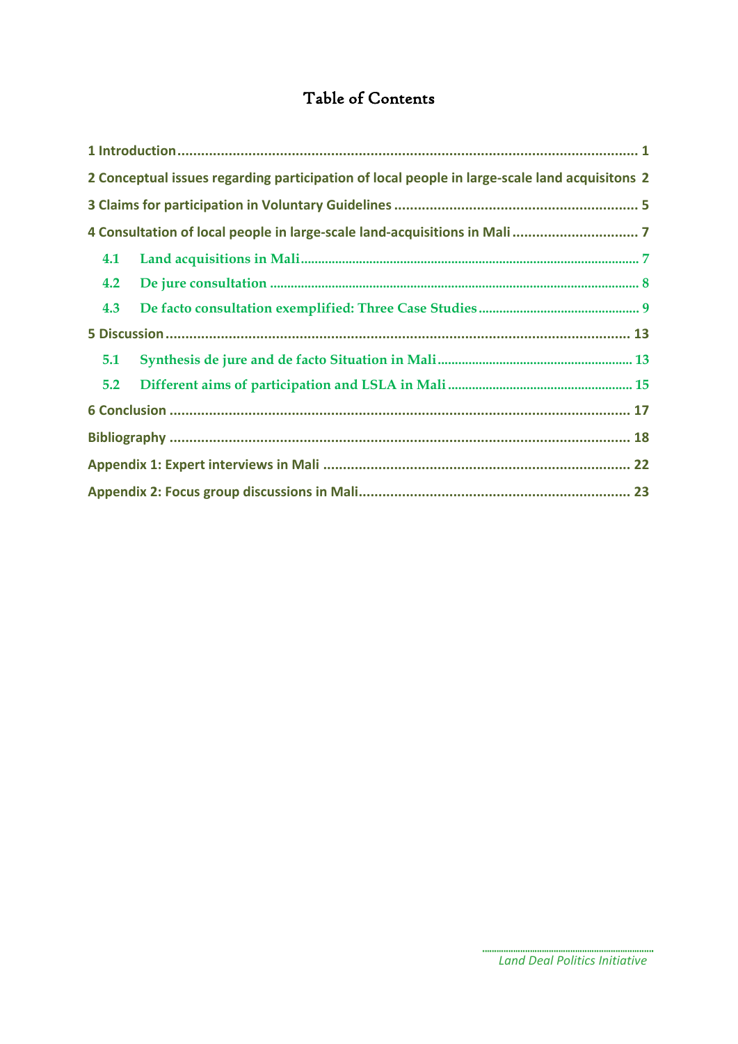# Table of Contents

1 Introduction ........................................................................................................ 1

2 Conceptual issues regarding participation of local people in large-scale land acquisitons 2

3 Claims for participation in Voluntary Guidelines ................................................ 5

4 Consultation of local people in large-scale land-acquisitions in Mali ................... 7

- 4.1 Land acquisitions in Mali ............................................................................ 7
- 4.2 De jure consultation ..................................................................................... 8
- 4.3 De facto consultation exemplified: Three Case Studies ................................ 9

5 Discussion .......................................................................................................... 13

- 5.1 Synthesis de jure and de facto Situation in Mali ........................................ 13
- 5.2 Different aims of participation and LSLA in Mali ....................................... 15

6 Conclusion ......................................................................................................... 17

Bibliography ......................................................................................................... 18

Appendix 1: Expert interviews in Mali ................................................................. 22

Appendix 2: Focus group discussions in Mali ....................................................... 23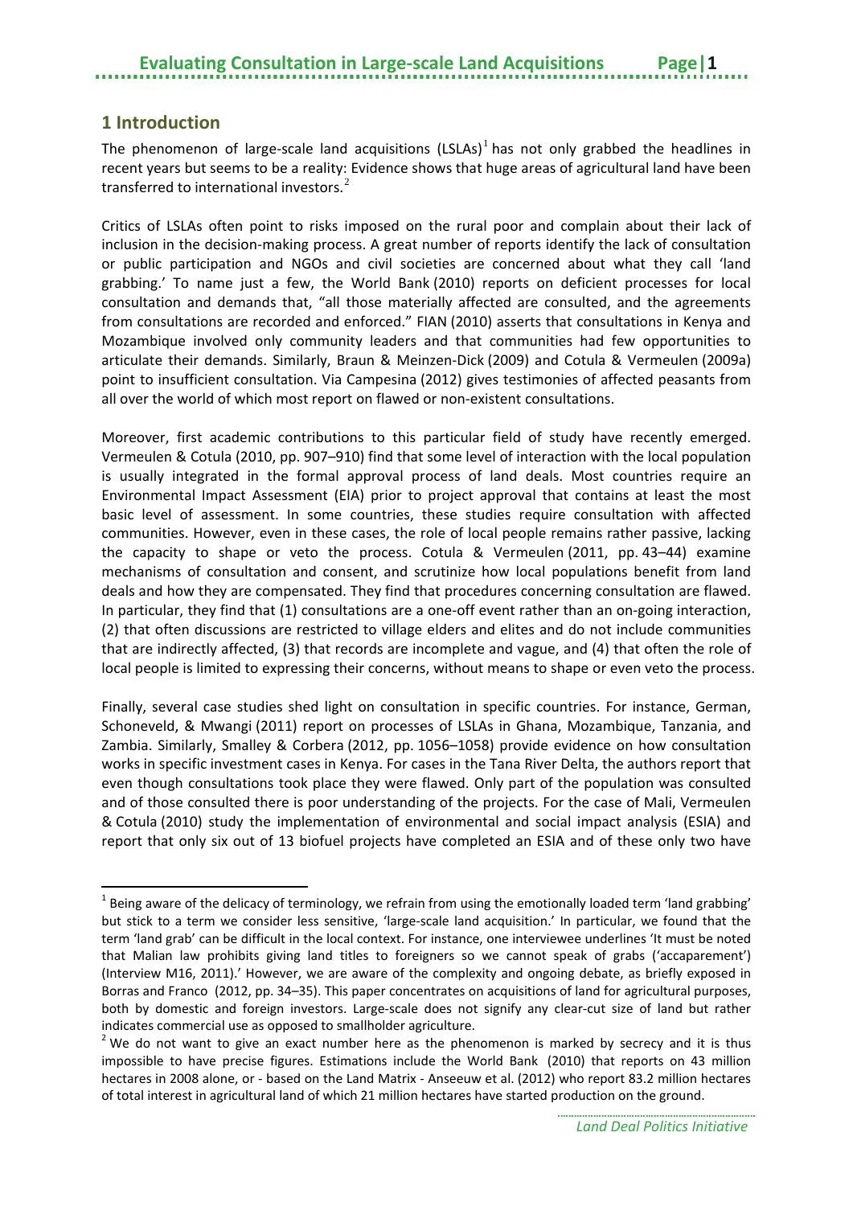# 1 Introduction

The phenomenon of large-scale land acquisitions (LSLAs)[1] has not only grabbed the headlines in recent years but seems to be a reality: Evidence shows that huge areas of agricultural land have been transferred to international investors.[2]

Critics of LSLAs often point to risks imposed on the rural poor and complain about their lack of inclusion in the decision-making process. A great number of reports identify the lack of consultation or public participation and NGOs and civil societies are concerned about what they call 'land grabbing.' To name just a few, the World Bank (2010) reports on deficient processes for local consultation and demands that, "all those materially affected are consulted, and the agreements from consultations are recorded and enforced." FIAN (2010) asserts that consultations in Kenya and Mozambique involved only community leaders and that communities had few opportunities to articulate their demands. Similarly, Braun & Meinzen-Dick (2009) and Cotula & Vermeulen (2009a) point to insufficient consultation. Via Campesina (2012) gives testimonies of affected peasants from all over the world of which most report on flawed or non-existent consultations.

Moreover, first academic contributions to this particular field of study have recently emerged. Vermeulen & Cotula (2010, pp. 907–910) find that some level of interaction with the local population is usually integrated in the formal approval process of land deals. Most countries require an Environmental Impact Assessment (EIA) prior to project approval that contains at least the most basic level of assessment. In some countries, these studies require consultation with affected communities. However, even in these cases, the role of local people remains rather passive, lacking the capacity to shape or veto the process. Cotula & Vermeulen (2011, pp. 43–44) examine mechanisms of consultation and consent, and scrutinize how local populations benefit from land deals and how they are compensated. They find that procedures concerning consultation are flawed. In particular, they find that (1) consultations are a one-off event rather than an on-going interaction, (2) that often discussions are restricted to village elders and elites and do not include communities that are indirectly affected, (3) that records are incomplete and vague, and (4) that often the role of local people is limited to expressing their concerns, without means to shape or even veto the process.

Finally, several case studies shed light on consultation in specific countries. For instance, German, Schoneveld, & Mwangi (2011) report on processes of LSLAs in Ghana, Mozambique, Tanzania, and Zambia. Similarly, Smalley & Corbera (2012, pp. 1056–1058) provide evidence on how consultation works in specific investment cases in Kenya. For cases in the Tana River Delta, the authors report that even though consultations took place they were flawed. Only part of the population was consulted and of those consulted there is poor understanding of the projects. For the case of Mali, Vermeulen & Cotula (2010) study the implementation of environmental and social impact analysis (ESIA) and report that only six out of 13 biofuel projects have completed an ESIA and of these only two have

---

[1] Being aware of the delicacy of terminology, we refrain from using the emotionally loaded term 'land grabbing' but stick to a term we consider less sensitive, 'large-scale land acquisition.' In particular, we found that the term 'land grab' can be difficult in the local context. For instance, one interviewee underlines 'It must be noted that Malian law prohibits giving land titles to foreigners so we cannot speak of grabs ('accaparement') (Interview M16, 2011).' However, we are aware of the complexity and ongoing debate, as briefly exposed in Borras and Franco (2012, pp. 34–35). This paper concentrates on acquisitions of land for agricultural purposes, both by domestic and foreign investors. Large-scale does not signify any clear-cut size of land but rather indicates commercial use as opposed to smallholder agriculture.

[2] We do not want to give an exact number here as the phenomenon is marked by secrecy and it is thus impossible to have precise figures. Estimations include the World Bank (2010) that reports on 43 million hectares in 2008 alone, or - based on the Land Matrix - Anseeuw et al. (2012) who report 83.2 million hectares of total interest in agricultural land of which 21 million hectares have started production on the ground.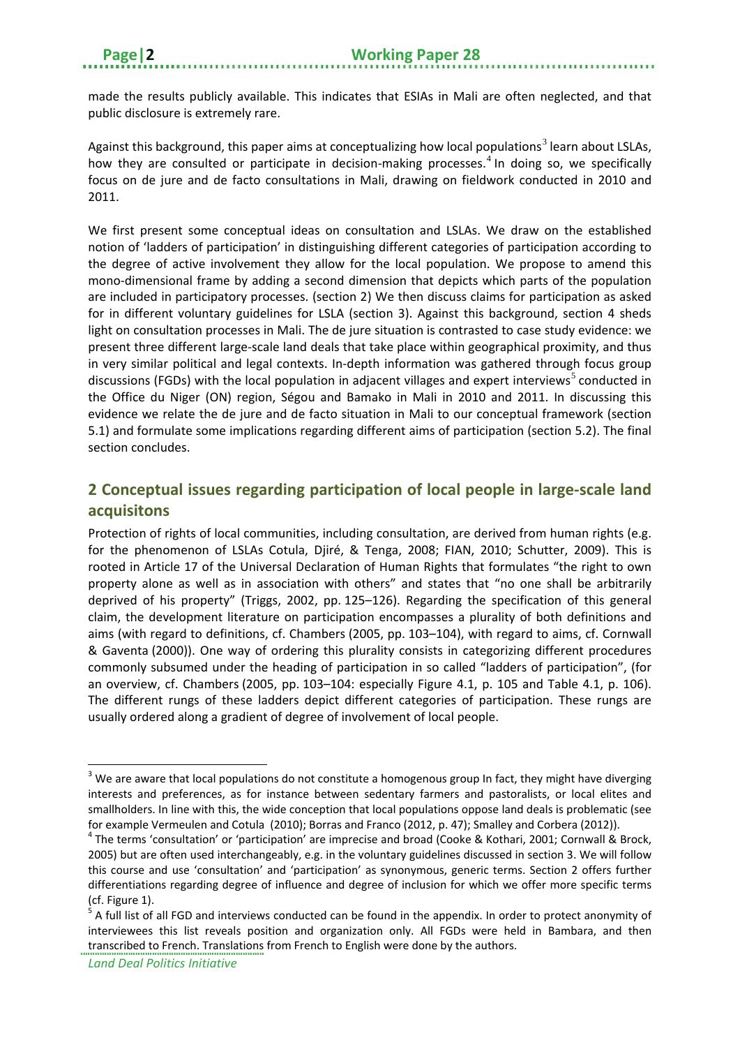made the results publicly available. This indicates that ESIAs in Mali are often neglected, and that public disclosure is extremely rare.

Against this background, this paper aims at conceptualizing how local populations[3] learn about LSLAs, how they are consulted or participate in decision-making processes.[4] In doing so, we specifically focus on de jure and de facto consultations in Mali, drawing on fieldwork conducted in 2010 and 2011.

We first present some conceptual ideas on consultation and LSLAs. We draw on the established notion of 'ladders of participation' in distinguishing different categories of participation according to the degree of active involvement they allow for the local population. We propose to amend this mono-dimensional frame by adding a second dimension that depicts which parts of the population are included in participatory processes. (section 2) We then discuss claims for participation as asked for in different voluntary guidelines for LSLA (section 3). Against this background, section 4 sheds light on consultation processes in Mali. The de jure situation is contrasted to case study evidence: we present three different large-scale land deals that take place within geographical proximity, and thus in very similar political and legal contexts. In-depth information was gathered through focus group discussions (FGDs) with the local population in adjacent villages and expert interviews[5] conducted in the Office du Niger (ON) region, Ségou and Bamako in Mali in 2010 and 2011. In discussing this evidence we relate the de jure and de facto situation in Mali to our conceptual framework (section 5.1) and formulate some implications regarding different aims of participation (section 5.2). The final section concludes.

## 2 Conceptual issues regarding participation of local people in large-scale land acquisitons

Protection of rights of local communities, including consultation, are derived from human rights (e.g. for the phenomenon of LSLAs Cotula, Djiré, & Tenga, 2008; FIAN, 2010; Schutter, 2009). This is rooted in Article 17 of the Universal Declaration of Human Rights that formulates "the right to own property alone as well as in association with others" and states that "no one shall be arbitrarily deprived of his property" (Triggs, 2002, pp. 125–126). Regarding the specification of this general claim, the development literature on participation encompasses a plurality of both definitions and aims (with regard to definitions, cf. Chambers (2005, pp. 103–104), with regard to aims, cf. Cornwall & Gaventa (2000)). One way of ordering this plurality consists in categorizing different procedures commonly subsumed under the heading of participation in so called "ladders of participation", (for an overview, cf. Chambers (2005, pp. 103–104: especially Figure 4.1, p. 105 and Table 4.1, p. 106). The different rungs of these ladders depict different categories of participation. These rungs are usually ordered along a gradient of degree of involvement of local people.

[3] We are aware that local populations do not constitute a homogenous group In fact, they might have diverging interests and preferences, as for instance between sedentary farmers and pastoralists, or local elites and smallholders. In line with this, the wide conception that local populations oppose land deals is problematic (see for example Vermeulen and Cotula (2010); Borras and Franco (2012, p. 47); Smalley and Corbera (2012)).

[4] The terms 'consultation' or 'participation' are imprecise and broad (Cooke & Kothari, 2001; Cornwall & Brock, 2005) but are often used interchangeably, e.g. in the voluntary guidelines discussed in section 3. We will follow this course and use 'consultation' and 'participation' as synonymous, generic terms. Section 2 offers further differentiations regarding degree of influence and degree of inclusion for which we offer more specific terms (cf. Figure 1).

[5] A full list of all FGD and interviews conducted can be found in the appendix. In order to protect anonymity of interviewees this list reveals position and organization only. All FGDs were held in Bambara, and then transcribed to French. Translations from French to English were done by the authors.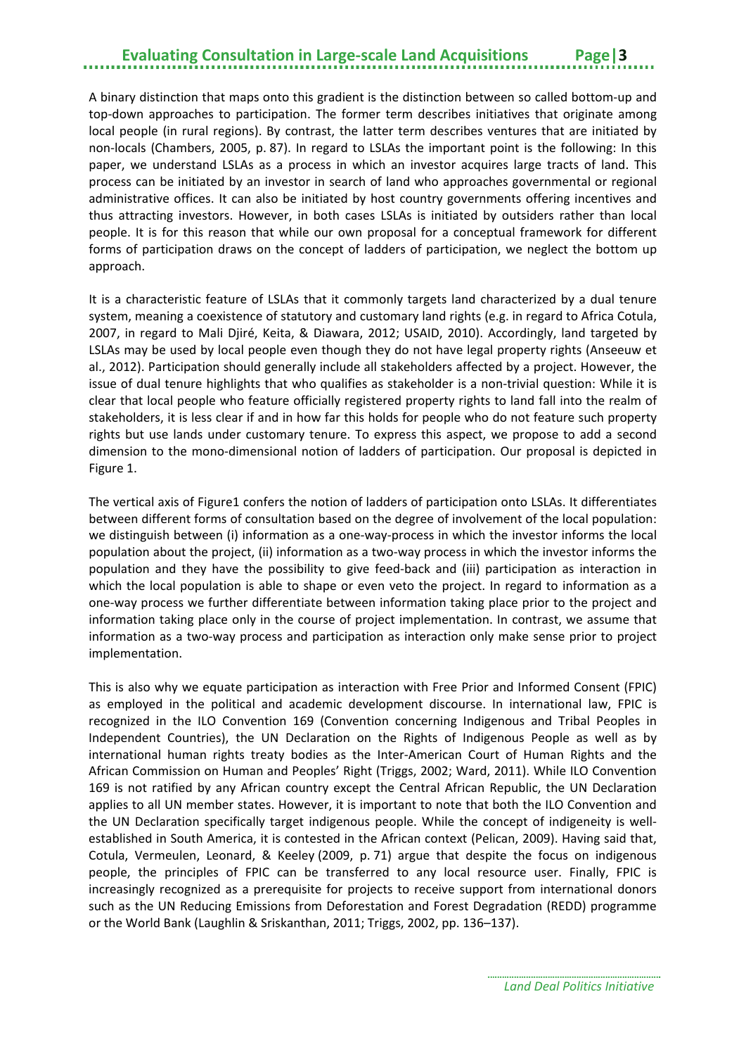A binary distinction that maps onto this gradient is the distinction between so called bottom-up and top-down approaches to participation. The former term describes initiatives that originate among local people (in rural regions). By contrast, the latter term describes ventures that are initiated by non-locals (Chambers, 2005, p. 87). In regard to LSLAs the important point is the following: In this paper, we understand LSLAs as a process in which an investor acquires large tracts of land. This process can be initiated by an investor in search of land who approaches governmental or regional administrative offices. It can also be initiated by host country governments offering incentives and thus attracting investors. However, in both cases LSLAs is initiated by outsiders rather than local people. It is for this reason that while our own proposal for a conceptual framework for different forms of participation draws on the concept of ladders of participation, we neglect the bottom up approach.

It is a characteristic feature of LSLAs that it commonly targets land characterized by a dual tenure system, meaning a coexistence of statutory and customary land rights (e.g. in regard to Africa Cotula, 2007, in regard to Mali Djiré, Keita, & Diawara, 2012; USAID, 2010). Accordingly, land targeted by LSLAs may be used by local people even though they do not have legal property rights (Anseeuw et al., 2012). Participation should generally include all stakeholders affected by a project. However, the issue of dual tenure highlights that who qualifies as stakeholder is a non-trivial question: While it is clear that local people who feature officially registered property rights to land fall into the realm of stakeholders, it is less clear if and in how far this holds for people who do not feature such property rights but use lands under customary tenure. To express this aspect, we propose to add a second dimension to the mono-dimensional notion of ladders of participation. Our proposal is depicted in Figure 1.

The vertical axis of Figure1 confers the notion of ladders of participation onto LSLAs. It differentiates between different forms of consultation based on the degree of involvement of the local population: we distinguish between (i) information as a one-way-process in which the investor informs the local population about the project, (ii) information as a two-way process in which the investor informs the population and they have the possibility to give feed-back and (iii) participation as interaction in which the local population is able to shape or even veto the project. In regard to information as a one-way process we further differentiate between information taking place prior to the project and information taking place only in the course of project implementation. In contrast, we assume that information as a two-way process and participation as interaction only make sense prior to project implementation.

This is also why we equate participation as interaction with Free Prior and Informed Consent (FPIC) as employed in the political and academic development discourse. In international law, FPIC is recognized in the ILO Convention 169 (Convention concerning Indigenous and Tribal Peoples in Independent Countries), the UN Declaration on the Rights of Indigenous People as well as by international human rights treaty bodies as the Inter-American Court of Human Rights and the African Commission on Human and Peoples' Right (Triggs, 2002; Ward, 2011). While ILO Convention 169 is not ratified by any African country except the Central African Republic, the UN Declaration applies to all UN member states. However, it is important to note that both the ILO Convention and the UN Declaration specifically target indigenous people. While the concept of indigeneity is well-established in South America, it is contested in the African context (Pelican, 2009). Having said that, Cotula, Vermeulen, Leonard, & Keeley (2009, p. 71) argue that despite the focus on indigenous people, the principles of FPIC can be transferred to any local resource user. Finally, FPIC is increasingly recognized as a prerequisite for projects to receive support from international donors such as the UN Reducing Emissions from Deforestation and Forest Degradation (REDD) programme or the World Bank (Laughlin & Sriskanthan, 2011; Triggs, 2002, pp. 136–137).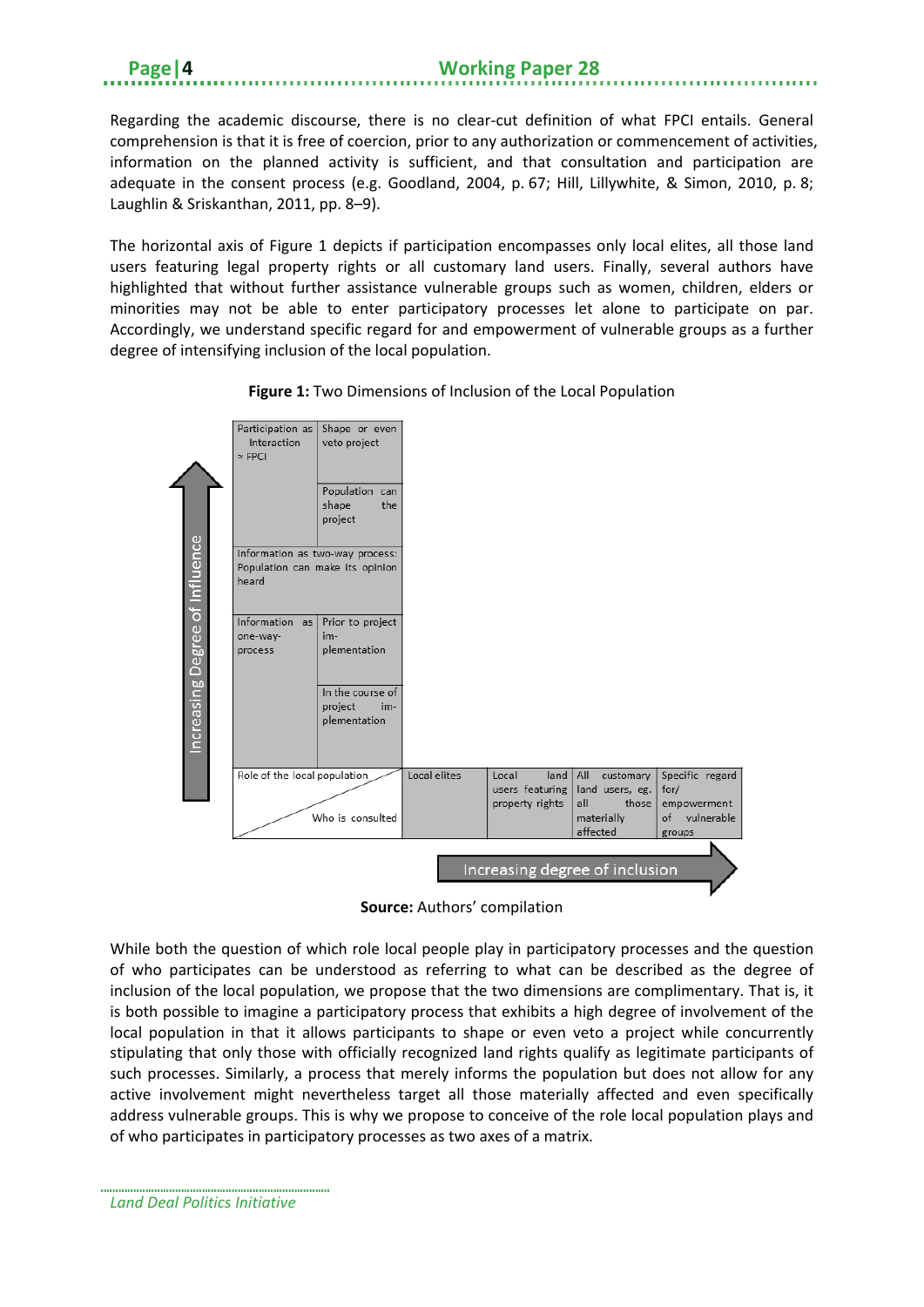Regarding the academic discourse, there is no clear-cut definition of what FPCI entails. General comprehension is that it is free of coercion, prior to any authorization or commencement of activities, information on the planned activity is sufficient, and that consultation and participation are adequate in the consent process (e.g. Goodland, 2004, p. 67; Hill, Lillywhite, & Simon, 2010, p. 8; Laughlin & Sriskanthan, 2011, pp. 8–9).

The horizontal axis of Figure 1 depicts if participation encompasses only local elites, all those land users featuring legal property rights or all customary land users. Finally, several authors have highlighted that without further assistance vulnerable groups such as women, children, elders or minorities may not be able to enter participatory processes let alone to participate on par. Accordingly, we understand specific regard for and empowerment of vulnerable groups as a further degree of intensifying inclusion of the local population.

**Figure 1:** Two Dimensions of Inclusion of the Local Population

| Increasing Degree of Influence ↑ | | | | | | |
|---|---|---|---|---|---|---|
| Participation as Interaction ≈ FPCI | Shape or even veto project | | | | | |
| | Population can shape the project | | | | | |
| Information as two-way process: Population can make its opinion heard | | | | | | |
| Information as one-way-process | Prior to project im-plementation | | | | | |
| | In the course of project im-plementation | | | | | |
| Role of the local population / Who is consulted | | Local elites | Local land users featuring property rights | All customary land users, eg. all those materially affected | Specific regard for/ empowerment of vulnerable groups | |
| | | Increasing degree of inclusion → | | | | |

**Source:** Authors' compilation

While both the question of which role local people play in participatory processes and the question of who participates can be understood as referring to what can be described as the degree of inclusion of the local population, we propose that the two dimensions are complimentary. That is, it is both possible to imagine a participatory process that exhibits a high degree of involvement of the local population in that it allows participants to shape or even veto a project while concurrently stipulating that only those with officially recognized land rights qualify as legitimate participants of such processes. Similarly, a process that merely informs the population but does not allow for any active involvement might nevertheless target all those materially affected and even specifically address vulnerable groups. This is why we propose to conceive of the role local population plays and of who participates in participatory processes as two axes of a matrix.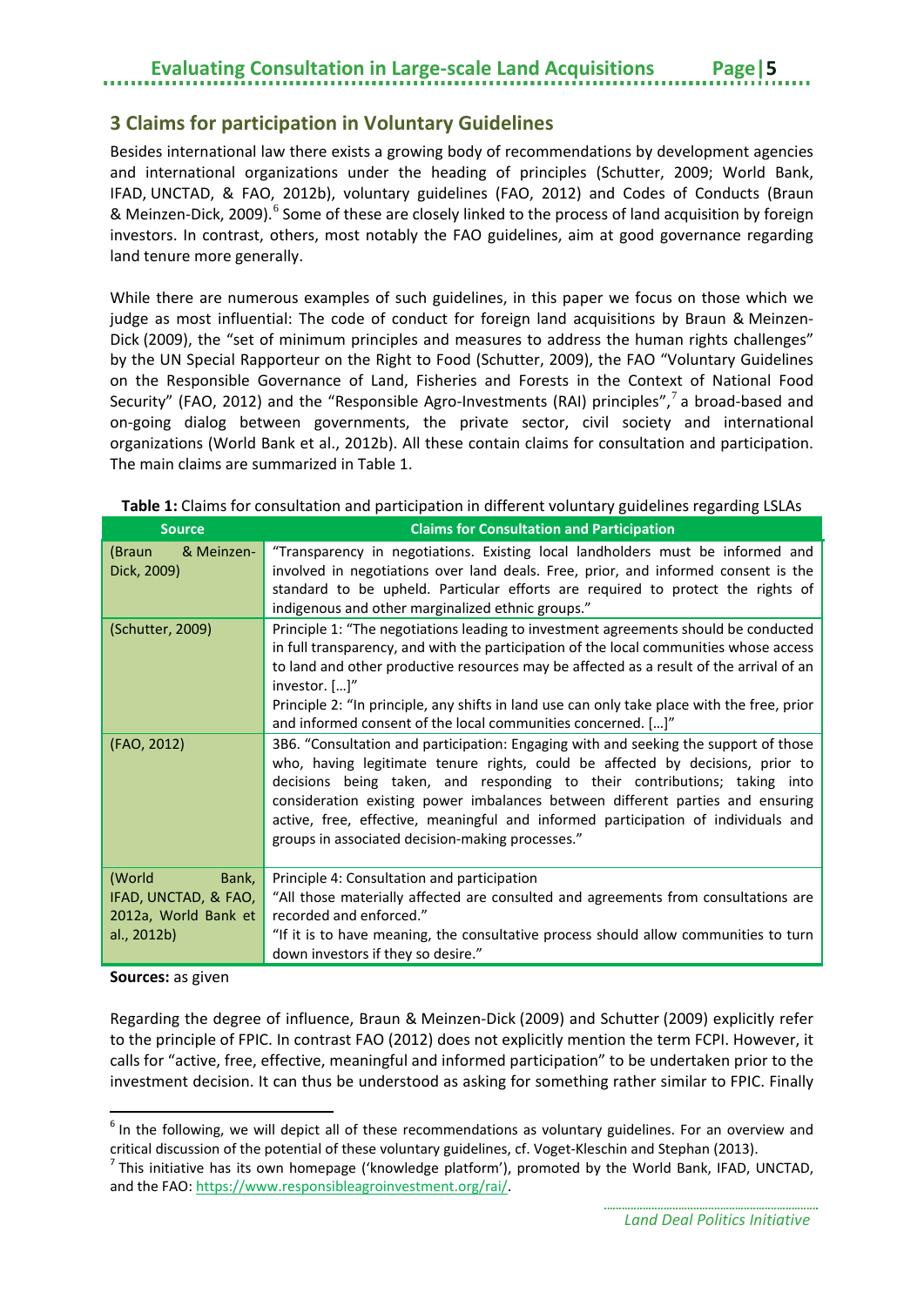## 3 Claims for participation in Voluntary Guidelines

Besides international law there exists a growing body of recommendations by development agencies and international organizations under the heading of principles (Schutter, 2009; World Bank, IFAD, UNCTAD, & FAO, 2012b), voluntary guidelines (FAO, 2012) and Codes of Conducts (Braun & Meinzen-Dick, 2009).[6] Some of these are closely linked to the process of land acquisition by foreign investors. In contrast, others, most notably the FAO guidelines, aim at good governance regarding land tenure more generally.

While there are numerous examples of such guidelines, in this paper we focus on those which we judge as most influential: The code of conduct for foreign land acquisitions by Braun & Meinzen-Dick (2009), the "set of minimum principles and measures to address the human rights challenges" by the UN Special Rapporteur on the Right to Food (Schutter, 2009), the FAO "Voluntary Guidelines on the Responsible Governance of Land, Fisheries and Forests in the Context of National Food Security" (FAO, 2012) and the "Responsible Agro-Investments (RAI) principles",[7] a broad-based and on-going dialog between governments, the private sector, civil society and international organizations (World Bank et al., 2012b). All these contain claims for consultation and participation. The main claims are summarized in Table 1.

**Table 1:** Claims for consultation and participation in different voluntary guidelines regarding LSLAs

| Source | Claims for Consultation and Participation |
|---|---|
| (Braun & Meinzen-Dick, 2009) | "Transparency in negotiations. Existing local landholders must be informed and involved in negotiations over land deals. Free, prior, and informed consent is the standard to be upheld. Particular efforts are required to protect the rights of indigenous and other marginalized ethnic groups." |
| (Schutter, 2009) | Principle 1: "The negotiations leading to investment agreements should be conducted in full transparency, and with the participation of the local communities whose access to land and other productive resources may be affected as a result of the arrival of an investor. […]"<br>Principle 2: "In principle, any shifts in land use can only take place with the free, prior and informed consent of the local communities concerned. […]" |
| (FAO, 2012) | 3B6. "Consultation and participation: Engaging with and seeking the support of those who, having legitimate tenure rights, could be affected by decisions, prior to decisions being taken, and responding to their contributions; taking into consideration existing power imbalances between different parties and ensuring active, free, effective, meaningful and informed participation of individuals and groups in associated decision-making processes." |
| (World Bank, IFAD, UNCTAD, & FAO, 2012a, World Bank et al., 2012b) | Principle 4: Consultation and participation<br>"All those materially affected are consulted and agreements from consultations are recorded and enforced."<br>"If it is to have meaning, the consultative process should allow communities to turn down investors if they so desire." |

**Sources:** as given

Regarding the degree of influence, Braun & Meinzen-Dick (2009) and Schutter (2009) explicitly refer to the principle of FPIC. In contrast FAO (2012) does not explicitly mention the term FCPI. However, it calls for "active, free, effective, meaningful and informed participation" to be undertaken prior to the investment decision. It can thus be understood as asking for something rather similar to FPIC. Finally

---

[6] In the following, we will depict all of these recommendations as voluntary guidelines. For an overview and critical discussion of the potential of these voluntary guidelines, cf. Voget-Kleschin and Stephan (2013).

[7] This initiative has its own homepage ('knowledge platform'), promoted by the World Bank, IFAD, UNCTAD, and the FAO: https://www.responsibleagroinvestment.org/rai/.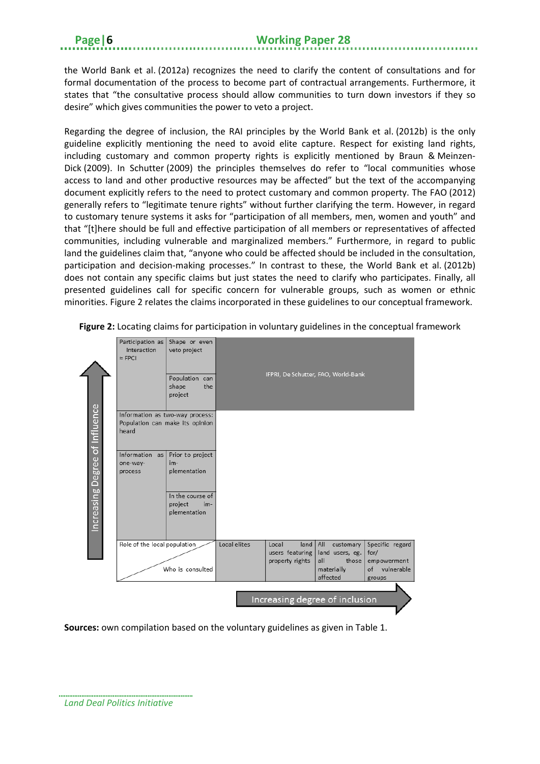the World Bank et al. (2012a) recognizes the need to clarify the content of consultations and for formal documentation of the process to become part of contractual arrangements. Furthermore, it states that "the consultative process should allow communities to turn down investors if they so desire" which gives communities the power to veto a project.

Regarding the degree of inclusion, the RAI principles by the World Bank et al. (2012b) is the only guideline explicitly mentioning the need to avoid elite capture. Respect for existing land rights, including customary and common property rights is explicitly mentioned by Braun & Meinzen-Dick (2009). In Schutter (2009) the principles themselves do refer to "local communities whose access to land and other productive resources may be affected" but the text of the accompanying document explicitly refers to the need to protect customary and common property. The FAO (2012) generally refers to "legitimate tenure rights" without further clarifying the term. However, in regard to customary tenure systems it asks for "participation of all members, men, women and youth" and that "[t]here should be full and effective participation of all members or representatives of affected communities, including vulnerable and marginalized members." Furthermore, in regard to public land the guidelines claim that, "anyone who could be affected should be included in the consultation, participation and decision-making processes." In contrast to these, the World Bank et al. (2012b) does not contain any specific claims but just states the need to clarify who participates. Finally, all presented guidelines call for specific concern for vulnerable groups, such as women or ethnic minorities. Figure 2 relates the claims incorporated in these guidelines to our conceptual framework.

**Figure 2:** Locating claims for participation in voluntary guidelines in the conceptual framework

Increasing Degree of Influence ↑

| Role of the local population | | | | | |
|---|---|---|---|---|---|
| Participation as Interaction ≈ FPCI | Shape or even veto project | IFPRI, De Schutter, FAO, World-Bank | | | |
| | Population can shape the project | | | | |
| Information as two-way process: Population can make its opinion heard | | | | | |
| Information as one-way-process | Prior to project implementation | | | | |
| | In the course of project implementation | | | | |
| Who is consulted | | Local elites | Local land users featuring property rights | All customary land users, eg. all those materially affected | Specific regard for/ empowerment of vulnerable groups |

Increasing degree of inclusion →

**Sources:** own compilation based on the voluntary guidelines as given in Table 1.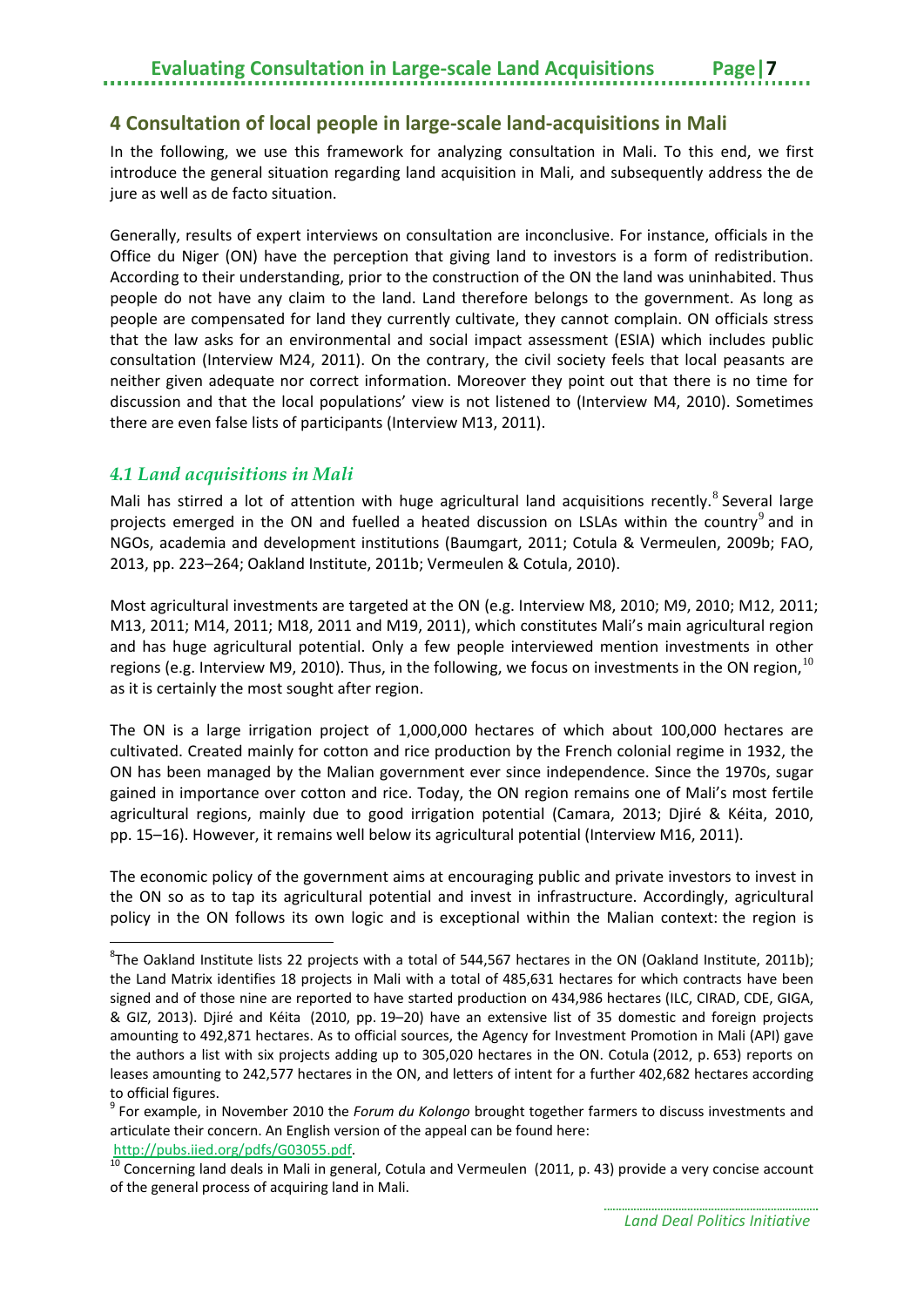## 4 Consultation of local people in large-scale land-acquisitions in Mali

In the following, we use this framework for analyzing consultation in Mali. To this end, we first introduce the general situation regarding land acquisition in Mali, and subsequently address the de jure as well as de facto situation.

Generally, results of expert interviews on consultation are inconclusive. For instance, officials in the Office du Niger (ON) have the perception that giving land to investors is a form of redistribution. According to their understanding, prior to the construction of the ON the land was uninhabited. Thus people do not have any claim to the land. Land therefore belongs to the government. As long as people are compensated for land they currently cultivate, they cannot complain. ON officials stress that the law asks for an environmental and social impact assessment (ESIA) which includes public consultation (Interview M24, 2011). On the contrary, the civil society feels that local peasants are neither given adequate nor correct information. Moreover they point out that there is no time for discussion and that the local populations' view is not listened to (Interview M4, 2010). Sometimes there are even false lists of participants (Interview M13, 2011).

### *4.1 Land acquisitions in Mali*

Mali has stirred a lot of attention with huge agricultural land acquisitions recently.[8] Several large projects emerged in the ON and fuelled a heated discussion on LSLAs within the country[9] and in NGOs, academia and development institutions (Baumgart, 2011; Cotula & Vermeulen, 2009b; FAO, 2013, pp. 223–264; Oakland Institute, 2011b; Vermeulen & Cotula, 2010).

Most agricultural investments are targeted at the ON (e.g. Interview M8, 2010; M9, 2010; M12, 2011; M13, 2011; M14, 2011; M18, 2011 and M19, 2011), which constitutes Mali's main agricultural region and has huge agricultural potential. Only a few people interviewed mention investments in other regions (e.g. Interview M9, 2010). Thus, in the following, we focus on investments in the ON region,[10] as it is certainly the most sought after region.

The ON is a large irrigation project of 1,000,000 hectares of which about 100,000 hectares are cultivated. Created mainly for cotton and rice production by the French colonial regime in 1932, the ON has been managed by the Malian government ever since independence. Since the 1970s, sugar gained in importance over cotton and rice. Today, the ON region remains one of Mali's most fertile agricultural regions, mainly due to good irrigation potential (Camara, 2013; Djiré & Kéita, 2010, pp. 15–16). However, it remains well below its agricultural potential (Interview M16, 2011).

The economic policy of the government aims at encouraging public and private investors to invest in the ON so as to tap its agricultural potential and invest in infrastructure. Accordingly, agricultural policy in the ON follows its own logic and is exceptional within the Malian context: the region is

---

[8] The Oakland Institute lists 22 projects with a total of 544,567 hectares in the ON (Oakland Institute, 2011b); the Land Matrix identifies 18 projects in Mali with a total of 485,631 hectares for which contracts have been signed and of those nine are reported to have started production on 434,986 hectares (ILC, CIRAD, CDE, GIGA, & GIZ, 2013). Djiré and Kéita (2010, pp. 19–20) have an extensive list of 35 domestic and foreign projects amounting to 492,871 hectares. As to official sources, the Agency for Investment Promotion in Mali (API) gave the authors a list with six projects adding up to 305,020 hectares in the ON. Cotula (2012, p. 653) reports on leases amounting to 242,577 hectares in the ON, and letters of intent for a further 402,682 hectares according to official figures.

[9] For example, in November 2010 the *Forum du Kolongo* brought together farmers to discuss investments and articulate their concern. An English version of the appeal can be found here: http://pubs.iied.org/pdfs/G03055.pdf.

[10] Concerning land deals in Mali in general, Cotula and Vermeulen (2011, p. 43) provide a very concise account of the general process of acquiring land in Mali.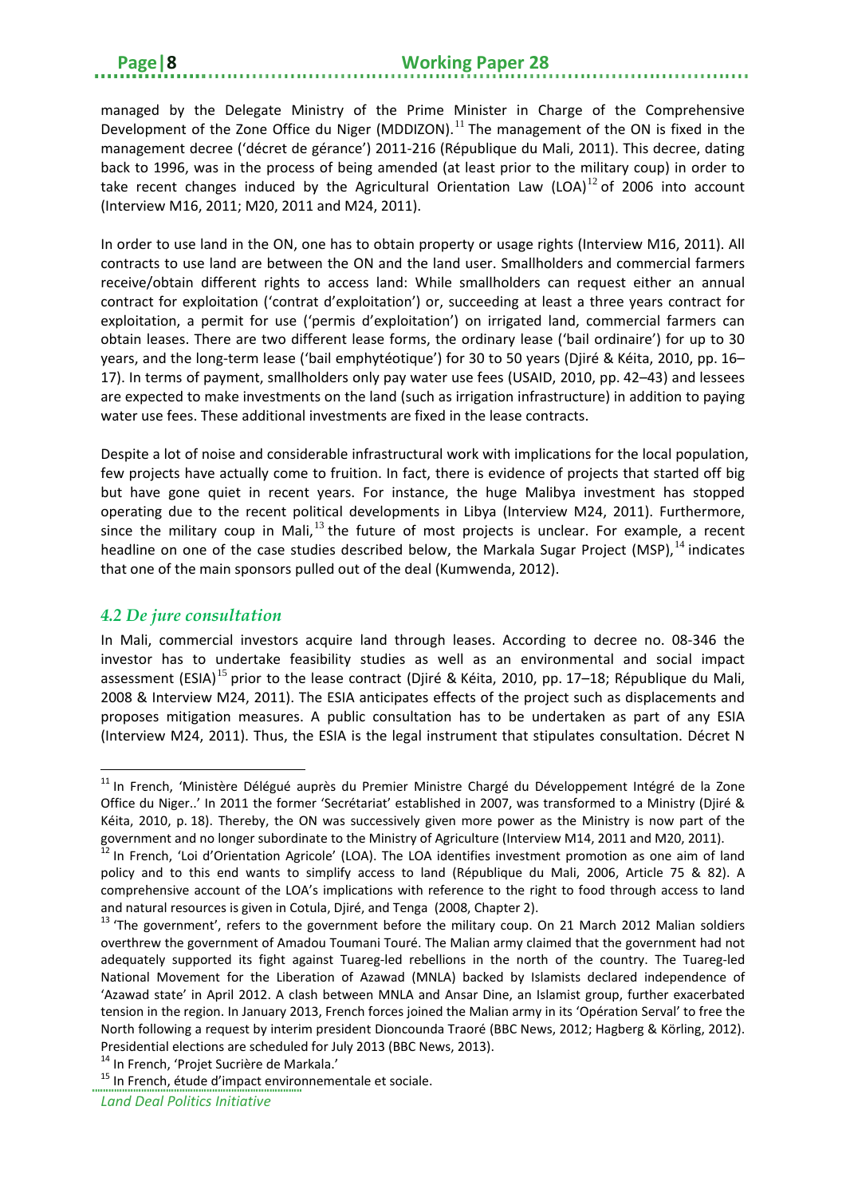managed by the Delegate Ministry of the Prime Minister in Charge of the Comprehensive Development of the Zone Office du Niger (MDDIZON).[11] The management of the ON is fixed in the management decree ('décret de gérance') 2011-216 (République du Mali, 2011). This decree, dating back to 1996, was in the process of being amended (at least prior to the military coup) in order to take recent changes induced by the Agricultural Orientation Law (LOA)[12] of 2006 into account (Interview M16, 2011; M20, 2011 and M24, 2011).

In order to use land in the ON, one has to obtain property or usage rights (Interview M16, 2011). All contracts to use land are between the ON and the land user. Smallholders and commercial farmers receive/obtain different rights to access land: While smallholders can request either an annual contract for exploitation ('contrat d'exploitation') or, succeeding at least a three years contract for exploitation, a permit for use ('permis d'exploitation') on irrigated land, commercial farmers can obtain leases. There are two different lease forms, the ordinary lease ('bail ordinaire') for up to 30 years, and the long-term lease ('bail emphytéotique') for 30 to 50 years (Djiré & Kéita, 2010, pp. 16–17). In terms of payment, smallholders only pay water use fees (USAID, 2010, pp. 42–43) and lessees are expected to make investments on the land (such as irrigation infrastructure) in addition to paying water use fees. These additional investments are fixed in the lease contracts.

Despite a lot of noise and considerable infrastructural work with implications for the local population, few projects have actually come to fruition. In fact, there is evidence of projects that started off big but have gone quiet in recent years. For instance, the huge Malibya investment has stopped operating due to the recent political developments in Libya (Interview M24, 2011). Furthermore, since the military coup in Mali,[13] the future of most projects is unclear. For example, a recent headline on one of the case studies described below, the Markala Sugar Project (MSP),[14] indicates that one of the main sponsors pulled out of the deal (Kumwenda, 2012).

### *4.2 De jure consultation*

In Mali, commercial investors acquire land through leases. According to decree no. 08-346 the investor has to undertake feasibility studies as well as an environmental and social impact assessment (ESIA)[15] prior to the lease contract (Djiré & Kéita, 2010, pp. 17–18; République du Mali, 2008 & Interview M24, 2011). The ESIA anticipates effects of the project such as displacements and proposes mitigation measures. A public consultation has to be undertaken as part of any ESIA (Interview M24, 2011). Thus, the ESIA is the legal instrument that stipulates consultation. Décret N

---

[11] In French, 'Ministère Délégué auprès du Premier Ministre Chargé du Développement Intégré de la Zone Office du Niger..' In 2011 the former 'Secrétariat' established in 2007, was transformed to a Ministry (Djiré & Kéita, 2010, p. 18). Thereby, the ON was successively given more power as the Ministry is now part of the government and no longer subordinate to the Ministry of Agriculture (Interview M14, 2011 and M20, 2011).

[12] In French, 'Loi d'Orientation Agricole' (LOA). The LOA identifies investment promotion as one aim of land policy and to this end wants to simplify access to land (République du Mali, 2006, Article 75 & 82). A comprehensive account of the LOA's implications with reference to the right to food through access to land and natural resources is given in Cotula, Djiré, and Tenga (2008, Chapter 2).

[13] 'The government', refers to the government before the military coup. On 21 March 2012 Malian soldiers overthrew the government of Amadou Toumani Touré. The Malian army claimed that the government had not adequately supported its fight against Tuareg-led rebellions in the north of the country. The Tuareg-led National Movement for the Liberation of Azawad (MNLA) backed by Islamists declared independence of 'Azawad state' in April 2012. A clash between MNLA and Ansar Dine, an Islamist group, further exacerbated tension in the region. In January 2013, French forces joined the Malian army in its 'Opération Serval' to free the North following a request by interim president Dioncounda Traoré (BBC News, 2012; Hagberg & Körling, 2012). Presidential elections are scheduled for July 2013 (BBC News, 2013).

[14] In French, 'Projet Sucrière de Markala.'

[15] In French, étude d'impact environnementale et sociale.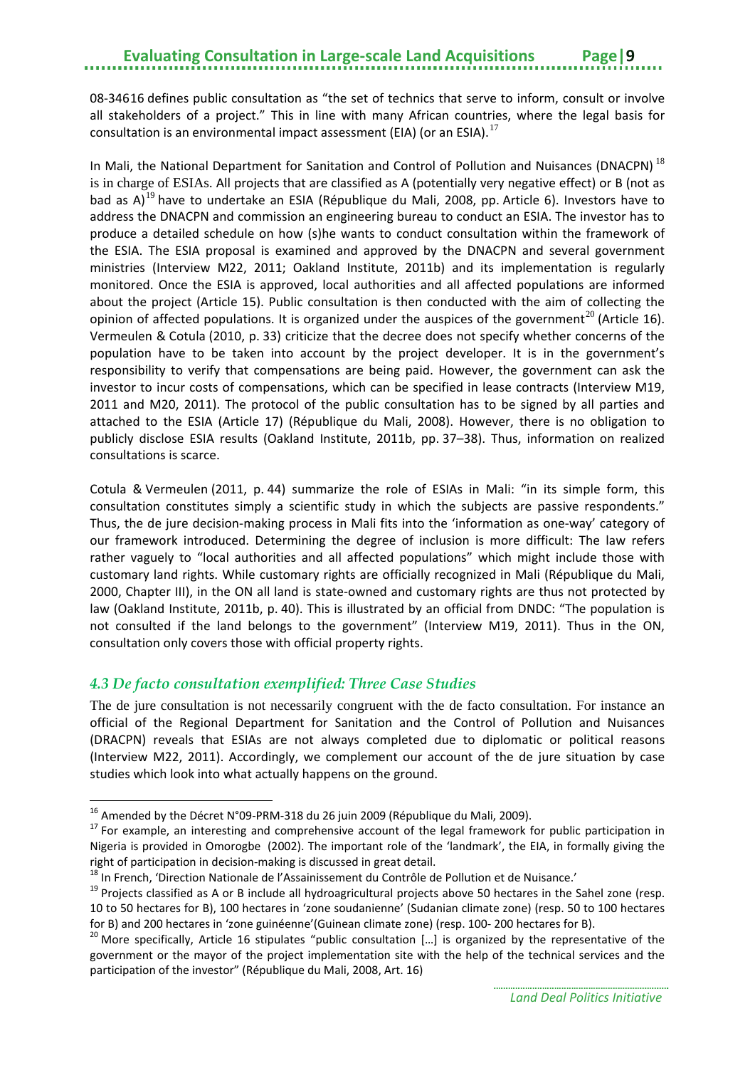08-34616 defines public consultation as "the set of technics that serve to inform, consult or involve all stakeholders of a project." This in line with many African countries, where the legal basis for consultation is an environmental impact assessment (EIA) (or an ESIA).[17]

In Mali, the National Department for Sanitation and Control of Pollution and Nuisances (DNACPN)[18] is in charge of ESIAs. All projects that are classified as A (potentially very negative effect) or B (not as bad as A)[19] have to undertake an ESIA (République du Mali, 2008, pp. Article 6). Investors have to address the DNACPN and commission an engineering bureau to conduct an ESIA. The investor has to produce a detailed schedule on how (s)he wants to conduct consultation within the framework of the ESIA. The ESIA proposal is examined and approved by the DNACPN and several government ministries (Interview M22, 2011; Oakland Institute, 2011b) and its implementation is regularly monitored. Once the ESIA is approved, local authorities and all affected populations are informed about the project (Article 15). Public consultation is then conducted with the aim of collecting the opinion of affected populations. It is organized under the auspices of the government[20] (Article 16). Vermeulen & Cotula (2010, p. 33) criticize that the decree does not specify whether concerns of the population have to be taken into account by the project developer. It is in the government's responsibility to verify that compensations are being paid. However, the government can ask the investor to incur costs of compensations, which can be specified in lease contracts (Interview M19, 2011 and M20, 2011). The protocol of the public consultation has to be signed by all parties and attached to the ESIA (Article 17) (République du Mali, 2008). However, there is no obligation to publicly disclose ESIA results (Oakland Institute, 2011b, pp. 37–38). Thus, information on realized consultations is scarce.

Cotula & Vermeulen (2011, p. 44) summarize the role of ESIAs in Mali: "in its simple form, this consultation constitutes simply a scientific study in which the subjects are passive respondents." Thus, the de jure decision-making process in Mali fits into the 'information as one-way' category of our framework introduced. Determining the degree of inclusion is more difficult: The law refers rather vaguely to "local authorities and all affected populations" which might include those with customary land rights. While customary rights are officially recognized in Mali (République du Mali, 2000, Chapter III), in the ON all land is state-owned and customary rights are thus not protected by law (Oakland Institute, 2011b, p. 40). This is illustrated by an official from DNDC: "The population is not consulted if the land belongs to the government" (Interview M19, 2011). Thus in the ON, consultation only covers those with official property rights.

### *4.3 De facto consultation exemplified: Three Case Studies*

The de jure consultation is not necessarily congruent with the de facto consultation. For instance an official of the Regional Department for Sanitation and the Control of Pollution and Nuisances (DRACPN) reveals that ESIAs are not always completed due to diplomatic or political reasons (Interview M22, 2011). Accordingly, we complement our account of the de jure situation by case studies which look into what actually happens on the ground.

---

[16] Amended by the Décret N°09-PRM-318 du 26 juin 2009 (République du Mali, 2009).

[17] For example, an interesting and comprehensive account of the legal framework for public participation in Nigeria is provided in Omorogbe (2002). The important role of the 'landmark', the EIA, in formally giving the right of participation in decision-making is discussed in great detail.

[18] In French, 'Direction Nationale de l'Assainissement du Contrôle de Pollution et de Nuisance.'

[19] Projects classified as A or B include all hydroagricultural projects above 50 hectares in the Sahel zone (resp. 10 to 50 hectares for B), 100 hectares in 'zone soudanienne' (Sudanian climate zone) (resp. 50 to 100 hectares for B) and 200 hectares in 'zone guinéenne'(Guinean climate zone) (resp. 100- 200 hectares for B).

[20] More specifically, Article 16 stipulates "public consultation […] is organized by the representative of the government or the mayor of the project implementation site with the help of the technical services and the participation of the investor" (République du Mali, 2008, Art. 16)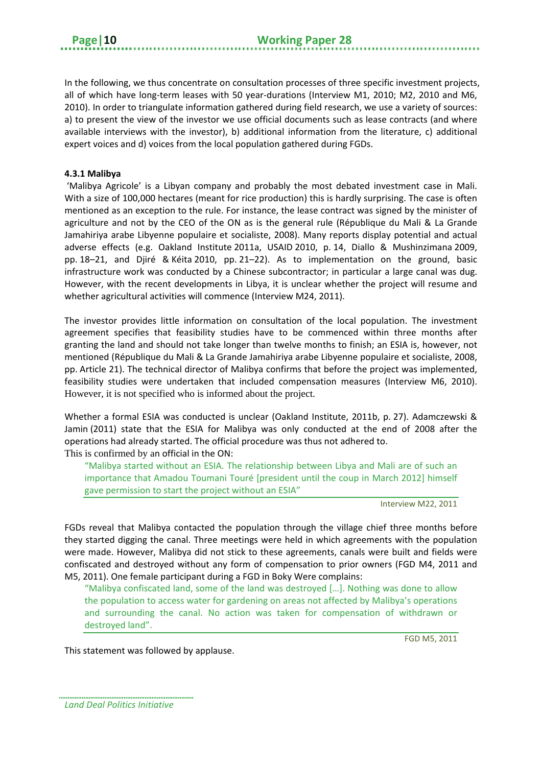In the following, we thus concentrate on consultation processes of three specific investment projects, all of which have long-term leases with 50 year-durations (Interview M1, 2010; M2, 2010 and M6, 2010). In order to triangulate information gathered during field research, we use a variety of sources: a) to present the view of the investor we use official documents such as lease contracts (and where available interviews with the investor), b) additional information from the literature, c) additional expert voices and d) voices from the local population gathered during FGDs.

### 4.3.1 Malibya

'Malibya Agricole' is a Libyan company and probably the most debated investment case in Mali. With a size of 100,000 hectares (meant for rice production) this is hardly surprising. The case is often mentioned as an exception to the rule. For instance, the lease contract was signed by the minister of agriculture and not by the CEO of the ON as is the general rule (République du Mali & La Grande Jamahiriya arabe Libyenne populaire et socialiste, 2008). Many reports display potential and actual adverse effects (e.g. Oakland Institute 2011a, USAID 2010, p. 14, Diallo & Mushinzimana 2009, pp. 18–21, and Djiré & Kéita 2010, pp. 21–22). As to implementation on the ground, basic infrastructure work was conducted by a Chinese subcontractor; in particular a large canal was dug. However, with the recent developments in Libya, it is unclear whether the project will resume and whether agricultural activities will commence (Interview M24, 2011).

The investor provides little information on consultation of the local population. The investment agreement specifies that feasibility studies have to be commenced within three months after granting the land and should not take longer than twelve months to finish; an ESIA is, however, not mentioned (République du Mali & La Grande Jamahiriya arabe Libyenne populaire et socialiste, 2008, pp. Article 21). The technical director of Malibya confirms that before the project was implemented, feasibility studies were undertaken that included compensation measures (Interview M6, 2010). However, it is not specified who is informed about the project.

Whether a formal ESIA was conducted is unclear (Oakland Institute, 2011b, p. 27). Adamczewski & Jamin (2011) state that the ESIA for Malibya was only conducted at the end of 2008 after the operations had already started. The official procedure was thus not adhered to.
This is confirmed by an official in the ON:

> "Malibya started without an ESIA. The relationship between Libya and Mali are of such an importance that Amadou Toumani Touré [president until the coup in March 2012] himself gave permission to start the project without an ESIA"
>
> Interview M22, 2011

FGDs reveal that Malibya contacted the population through the village chief three months before they started digging the canal. Three meetings were held in which agreements with the population were made. However, Malibya did not stick to these agreements, canals were built and fields were confiscated and destroyed without any form of compensation to prior owners (FGD M4, 2011 and M5, 2011). One female participant during a FGD in Boky Were complains:

> "Malibya confiscated land, some of the land was destroyed […]. Nothing was done to allow the population to access water for gardening on areas not affected by Malibya's operations and surrounding the canal. No action was taken for compensation of withdrawn or destroyed land".
>
> FGD M5, 2011

This statement was followed by applause.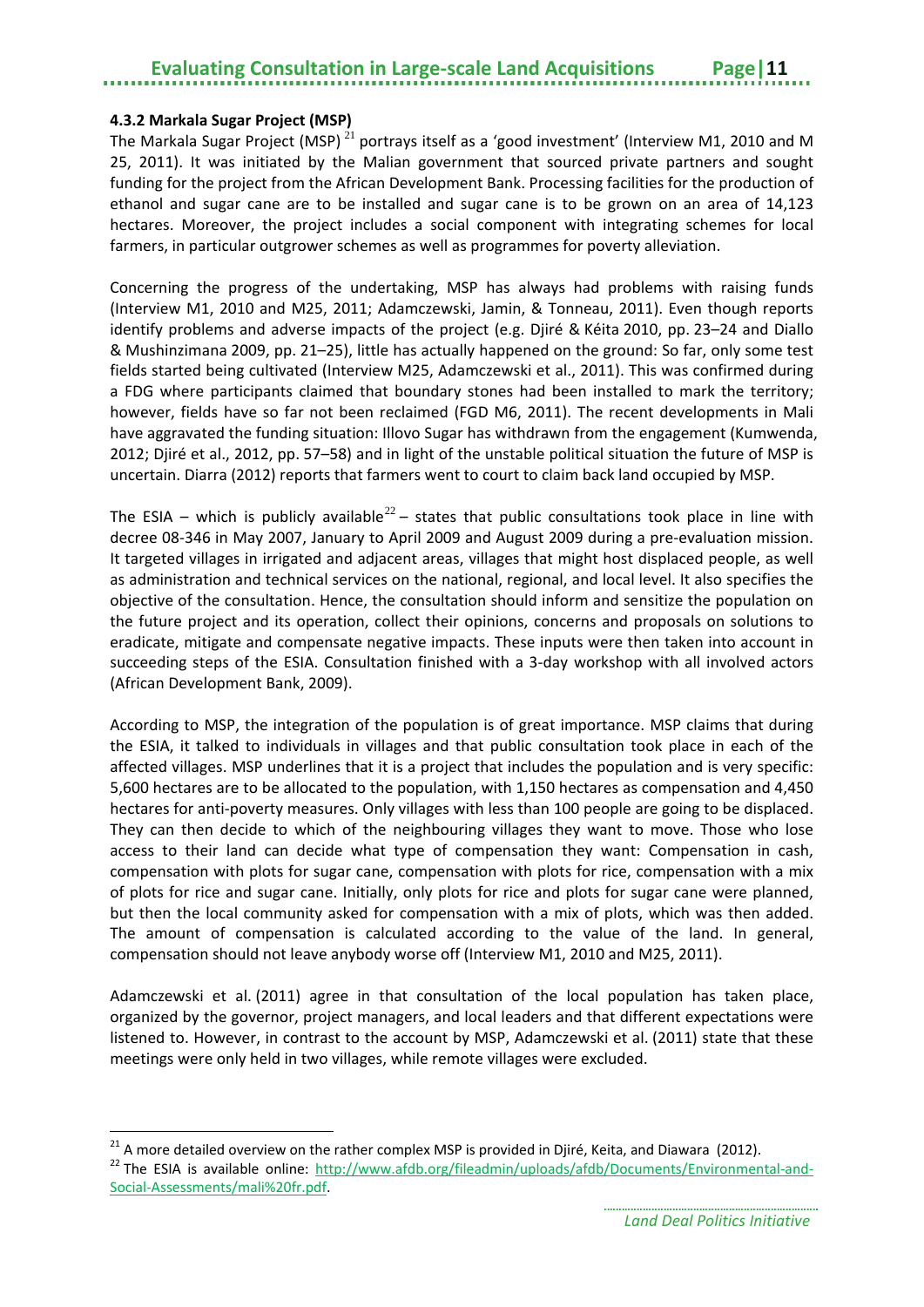#### 4.3.2 Markala Sugar Project (MSP)

The Markala Sugar Project (MSP) [21] portrays itself as a 'good investment' (Interview M1, 2010 and M 25, 2011). It was initiated by the Malian government that sourced private partners and sought funding for the project from the African Development Bank. Processing facilities for the production of ethanol and sugar cane are to be installed and sugar cane is to be grown on an area of 14,123 hectares. Moreover, the project includes a social component with integrating schemes for local farmers, in particular outgrower schemes as well as programmes for poverty alleviation.

Concerning the progress of the undertaking, MSP has always had problems with raising funds (Interview M1, 2010 and M25, 2011; Adamczewski, Jamin, & Tonneau, 2011). Even though reports identify problems and adverse impacts of the project (e.g. Djiré & Kéita 2010, pp. 23–24 and Diallo & Mushinzimana 2009, pp. 21–25), little has actually happened on the ground: So far, only some test fields started being cultivated (Interview M25, Adamczewski et al., 2011). This was confirmed during a FDG where participants claimed that boundary stones had been installed to mark the territory; however, fields have so far not been reclaimed (FGD M6, 2011). The recent developments in Mali have aggravated the funding situation: Illovo Sugar has withdrawn from the engagement (Kumwenda, 2012; Djiré et al., 2012, pp. 57–58) and in light of the unstable political situation the future of MSP is uncertain. Diarra (2012) reports that farmers went to court to claim back land occupied by MSP.

The ESIA – which is publicly available[22] – states that public consultations took place in line with decree 08-346 in May 2007, January to April 2009 and August 2009 during a pre-evaluation mission. It targeted villages in irrigated and adjacent areas, villages that might host displaced people, as well as administration and technical services on the national, regional, and local level. It also specifies the objective of the consultation. Hence, the consultation should inform and sensitize the population on the future project and its operation, collect their opinions, concerns and proposals on solutions to eradicate, mitigate and compensate negative impacts. These inputs were then taken into account in succeeding steps of the ESIA. Consultation finished with a 3-day workshop with all involved actors (African Development Bank, 2009).

According to MSP, the integration of the population is of great importance. MSP claims that during the ESIA, it talked to individuals in villages and that public consultation took place in each of the affected villages. MSP underlines that it is a project that includes the population and is very specific: 5,600 hectares are to be allocated to the population, with 1,150 hectares as compensation and 4,450 hectares for anti-poverty measures. Only villages with less than 100 people are going to be displaced. They can then decide to which of the neighbouring villages they want to move. Those who lose access to their land can decide what type of compensation they want: Compensation in cash, compensation with plots for sugar cane, compensation with plots for rice, compensation with a mix of plots for rice and sugar cane. Initially, only plots for rice and plots for sugar cane were planned, but then the local community asked for compensation with a mix of plots, which was then added. The amount of compensation is calculated according to the value of the land. In general, compensation should not leave anybody worse off (Interview M1, 2010 and M25, 2011).

Adamczewski et al. (2011) agree in that consultation of the local population has taken place, organized by the governor, project managers, and local leaders and that different expectations were listened to. However, in contrast to the account by MSP, Adamczewski et al. (2011) state that these meetings were only held in two villages, while remote villages were excluded.

---

[21] A more detailed overview on the rather complex MSP is provided in Djiré, Keita, and Diawara (2012).

[22] The ESIA is available online: http://www.afdb.org/fileadmin/uploads/afdb/Documents/Environmental-and-Social-Assessments/mali%20fr.pdf.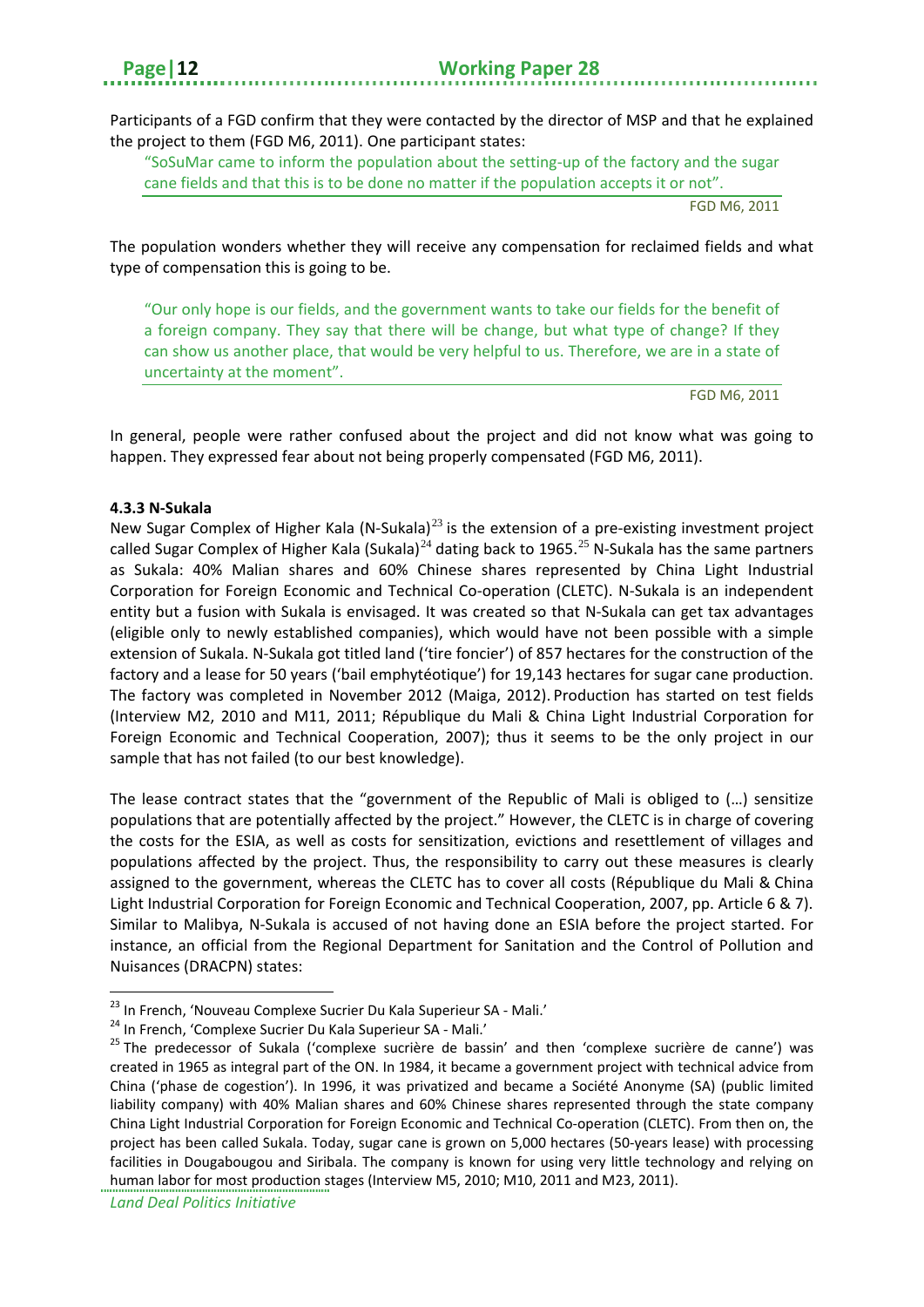Participants of a FGD confirm that they were contacted by the director of MSP and that he explained the project to them (FGD M6, 2011). One participant states:

> "SoSuMar came to inform the population about the setting-up of the factory and the sugar cane fields and that this is to be done no matter if the population accepts it or not".
>
> FGD M6, 2011

The population wonders whether they will receive any compensation for reclaimed fields and what type of compensation this is going to be.

> "Our only hope is our fields, and the government wants to take our fields for the benefit of a foreign company. They say that there will be change, but what type of change? If they can show us another place, that would be very helpful to us. Therefore, we are in a state of uncertainty at the moment".
>
> FGD M6, 2011

In general, people were rather confused about the project and did not know what was going to happen. They expressed fear about not being properly compensated (FGD M6, 2011).

#### 4.3.3 N-Sukala

New Sugar Complex of Higher Kala (N-Sukala)[23] is the extension of a pre-existing investment project called Sugar Complex of Higher Kala (Sukala)[24] dating back to 1965.[25] N-Sukala has the same partners as Sukala: 40% Malian shares and 60% Chinese shares represented by China Light Industrial Corporation for Foreign Economic and Technical Co-operation (CLETC). N-Sukala is an independent entity but a fusion with Sukala is envisaged. It was created so that N-Sukala can get tax advantages (eligible only to newly established companies), which would have not been possible with a simple extension of Sukala. N-Sukala got titled land ('tire foncier') of 857 hectares for the construction of the factory and a lease for 50 years ('bail emphytéotique') for 19,143 hectares for sugar cane production. The factory was completed in November 2012 (Maiga, 2012). Production has started on test fields (Interview M2, 2010 and M11, 2011; République du Mali & China Light Industrial Corporation for Foreign Economic and Technical Cooperation, 2007); thus it seems to be the only project in our sample that has not failed (to our best knowledge).

The lease contract states that the "government of the Republic of Mali is obliged to (…) sensitize populations that are potentially affected by the project." However, the CLETC is in charge of covering the costs for the ESIA, as well as costs for sensitization, evictions and resettlement of villages and populations affected by the project. Thus, the responsibility to carry out these measures is clearly assigned to the government, whereas the CLETC has to cover all costs (République du Mali & China Light Industrial Corporation for Foreign Economic and Technical Cooperation, 2007, pp. Article 6 & 7). Similar to Malibya, N-Sukala is accused of not having done an ESIA before the project started. For instance, an official from the Regional Department for Sanitation and the Control of Pollution and Nuisances (DRACPN) states:

---

[23] In French, 'Nouveau Complexe Sucrier Du Kala Superieur SA - Mali.'

[24] In French, 'Complexe Sucrier Du Kala Superieur SA - Mali.'

[25] The predecessor of Sukala ('complexe sucrière de bassin' and then 'complexe sucrière de canne') was created in 1965 as integral part of the ON. In 1984, it became a government project with technical advice from China ('phase de cogestion'). In 1996, it was privatized and became a Société Anonyme (SA) (public limited liability company) with 40% Malian shares and 60% Chinese shares represented through the state company China Light Industrial Corporation for Foreign Economic and Technical Co-operation (CLETC). From then on, the project has been called Sukala. Today, sugar cane is grown on 5,000 hectares (50-years lease) with processing facilities in Dougabougou and Siribala. The company is known for using very little technology and relying on human labor for most production stages (Interview M5, 2010; M10, 2011 and M23, 2011).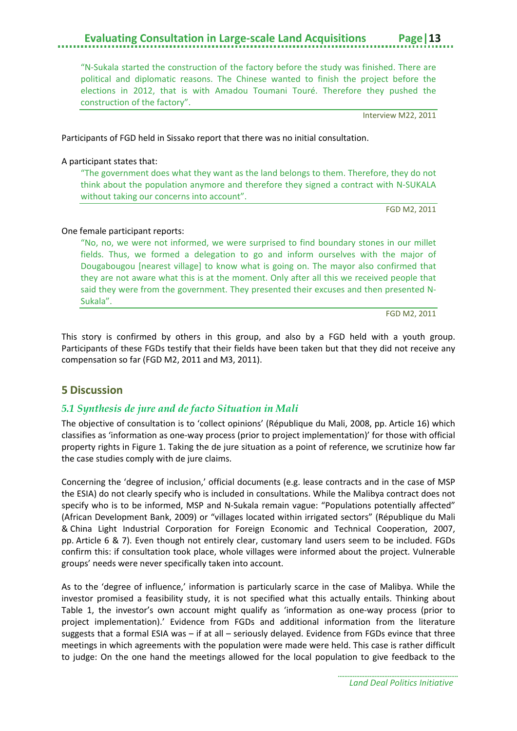> "N-Sukala started the construction of the factory before the study was finished. There are political and diplomatic reasons. The Chinese wanted to finish the project before the elections in 2012, that is with Amadou Toumani Touré. Therefore they pushed the construction of the factory".
>
> Interview M22, 2011

Participants of FGD held in Sissako report that there was no initial consultation.

A participant states that:

> "The government does what they want as the land belongs to them. Therefore, they do not think about the population anymore and therefore they signed a contract with N-SUKALA without taking our concerns into account".
>
> FGD M2, 2011

One female participant reports:

> "No, no, we were not informed, we were surprised to find boundary stones in our millet fields. Thus, we formed a delegation to go and inform ourselves with the major of Dougabougou [nearest village] to know what is going on. The mayor also confirmed that they are not aware what this is at the moment. Only after all this we received people that said they were from the government. They presented their excuses and then presented N-Sukala".
>
> FGD M2, 2011

This story is confirmed by others in this group, and also by a FGD held with a youth group. Participants of these FGDs testify that their fields have been taken but that they did not receive any compensation so far (FGD M2, 2011 and M3, 2011).

## 5 Discussion

### *5.1 Synthesis de jure and de facto Situation in Mali*

The objective of consultation is to 'collect opinions' (République du Mali, 2008, pp. Article 16) which classifies as 'information as one-way process (prior to project implementation)' for those with official property rights in Figure 1. Taking the de jure situation as a point of reference, we scrutinize how far the case studies comply with de jure claims.

Concerning the 'degree of inclusion,' official documents (e.g. lease contracts and in the case of MSP the ESIA) do not clearly specify who is included in consultations. While the Malibya contract does not specify who is to be informed, MSP and N-Sukala remain vague: "Populations potentially affected" (African Development Bank, 2009) or "villages located within irrigated sectors" (République du Mali & China Light Industrial Corporation for Foreign Economic and Technical Cooperation, 2007, pp. Article 6 & 7). Even though not entirely clear, customary land users seem to be included. FGDs confirm this: if consultation took place, whole villages were informed about the project. Vulnerable groups' needs were never specifically taken into account.

As to the 'degree of influence,' information is particularly scarce in the case of Malibya. While the investor promised a feasibility study, it is not specified what this actually entails. Thinking about Table 1, the investor's own account might qualify as 'information as one-way process (prior to project implementation).' Evidence from FGDs and additional information from the literature suggests that a formal ESIA was – if at all – seriously delayed. Evidence from FGDs evince that three meetings in which agreements with the population were made were held. This case is rather difficult to judge: On the one hand the meetings allowed for the local population to give feedback to the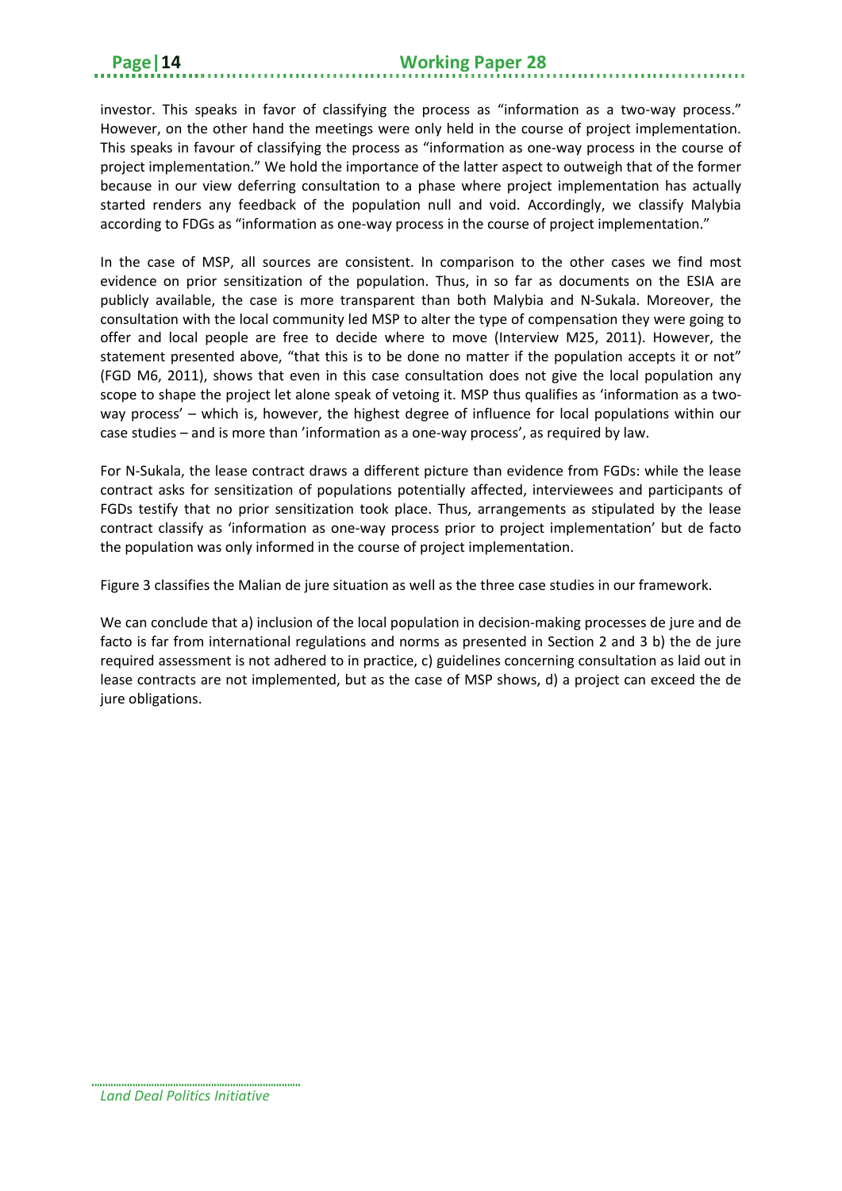investor. This speaks in favor of classifying the process as "information as a two-way process." However, on the other hand the meetings were only held in the course of project implementation. This speaks in favour of classifying the process as "information as one-way process in the course of project implementation." We hold the importance of the latter aspect to outweigh that of the former because in our view deferring consultation to a phase where project implementation has actually started renders any feedback of the population null and void. Accordingly, we classify Malybia according to FDGs as "information as one-way process in the course of project implementation."

In the case of MSP, all sources are consistent. In comparison to the other cases we find most evidence on prior sensitization of the population. Thus, in so far as documents on the ESIA are publicly available, the case is more transparent than both Malybia and N-Sukala. Moreover, the consultation with the local community led MSP to alter the type of compensation they were going to offer and local people are free to decide where to move (Interview M25, 2011). However, the statement presented above, "that this is to be done no matter if the population accepts it or not" (FGD M6, 2011), shows that even in this case consultation does not give the local population any scope to shape the project let alone speak of vetoing it. MSP thus qualifies as 'information as a two-way process' – which is, however, the highest degree of influence for local populations within our case studies – and is more than 'information as a one-way process', as required by law.

For N-Sukala, the lease contract draws a different picture than evidence from FGDs: while the lease contract asks for sensitization of populations potentially affected, interviewees and participants of FGDs testify that no prior sensitization took place. Thus, arrangements as stipulated by the lease contract classify as 'information as one-way process prior to project implementation' but de facto the population was only informed in the course of project implementation.

Figure 3 classifies the Malian de jure situation as well as the three case studies in our framework.

We can conclude that a) inclusion of the local population in decision-making processes de jure and de facto is far from international regulations and norms as presented in Section 2 and 3 b) the de jure required assessment is not adhered to in practice, c) guidelines concerning consultation as laid out in lease contracts are not implemented, but as the case of MSP shows, d) a project can exceed the de jure obligations.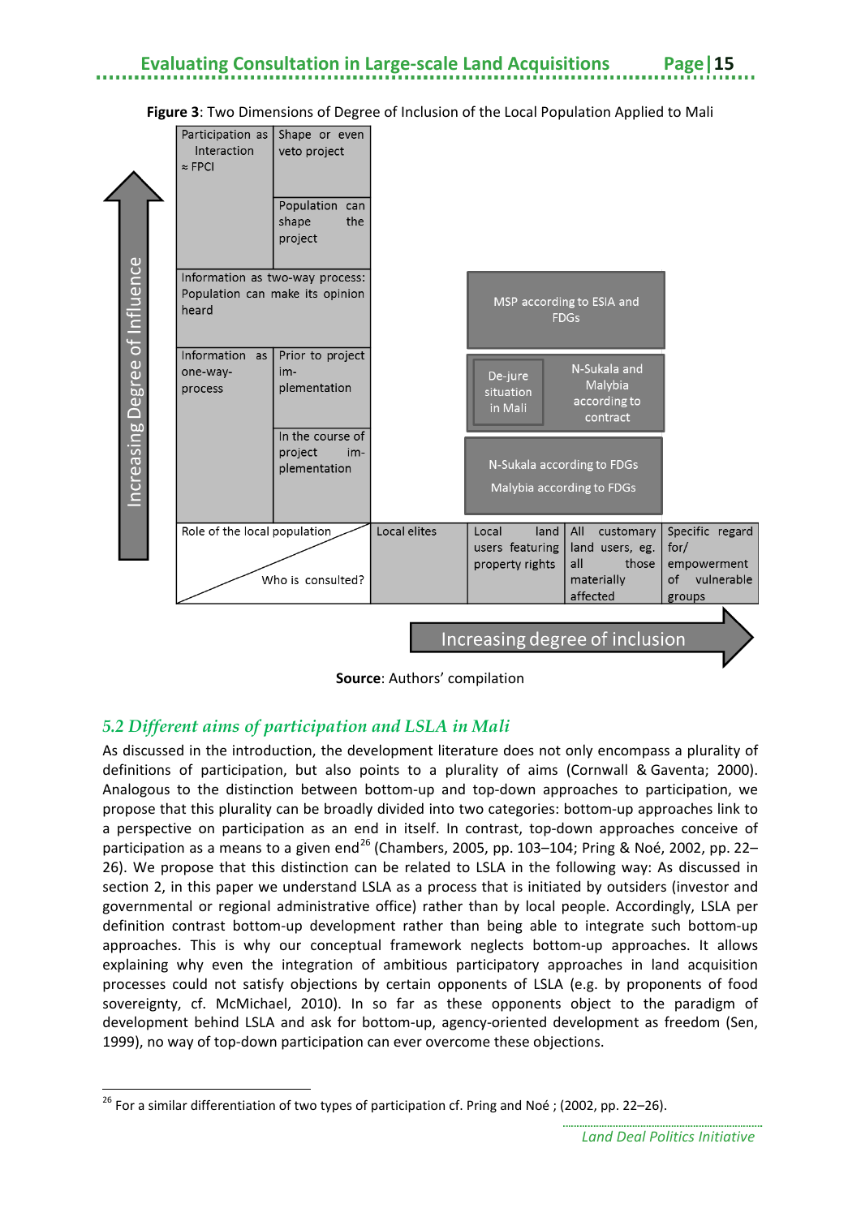**Figure 3**: Two Dimensions of Degree of Inclusion of the Local Population Applied to Mali

| Increasing Degree of Influence | | | | | |
|---|---|---|---|---|---|
| Participation as Interaction ≈ FPCI | Shape or even veto project | | | | |
| | Population can shape the project | | | | |
| Information as two-way process: Population can make its opinion heard | | | MSP according to ESIA and FDGs | | |
| Information as one-way-process | Prior to project im-plementation | | De-jure situation in Mali | N-Sukala and Malybia according to contract | |
| | In the course of project im-plementation | | N-Sukala according to FDGs<br>Malybia according to FDGs | | |
| Role of the local population / Who is consulted? | | Local elites | Local land users featuring property rights | All customary land users, eg. all those materially affected | Specific regard for/ empowerment of vulnerable groups |

Increasing degree of inclusion →

**Source**: Authors' compilation

## *5.2 Different aims of participation and LSLA in Mali*

As discussed in the introduction, the development literature does not only encompass a plurality of definitions of participation, but also points to a plurality of aims (Cornwall & Gaventa; 2000). Analogous to the distinction between bottom-up and top-down approaches to participation, we propose that this plurality can be broadly divided into two categories: bottom-up approaches link to a perspective on participation as an end in itself. In contrast, top-down approaches conceive of participation as a means to a given end[26] (Chambers, 2005, pp. 103–104; Pring & Noé, 2002, pp. 22–26). We propose that this distinction can be related to LSLA in the following way: As discussed in section 2, in this paper we understand LSLA as a process that is initiated by outsiders (investor and governmental or regional administrative office) rather than by local people. Accordingly, LSLA per definition contrast bottom-up development rather than being able to integrate such bottom-up approaches. This is why our conceptual framework neglects bottom-up approaches. It allows explaining why even the integration of ambitious participatory approaches in land acquisition processes could not satisfy objections by certain opponents of LSLA (e.g. by proponents of food sovereignty, cf. McMichael, 2010). In so far as these opponents object to the paradigm of development behind LSLA and ask for bottom-up, agency-oriented development as freedom (Sen, 1999), no way of top-down participation can ever overcome these objections.

---

[26] For a similar differentiation of two types of participation cf. Pring and Noé ; (2002, pp. 22–26).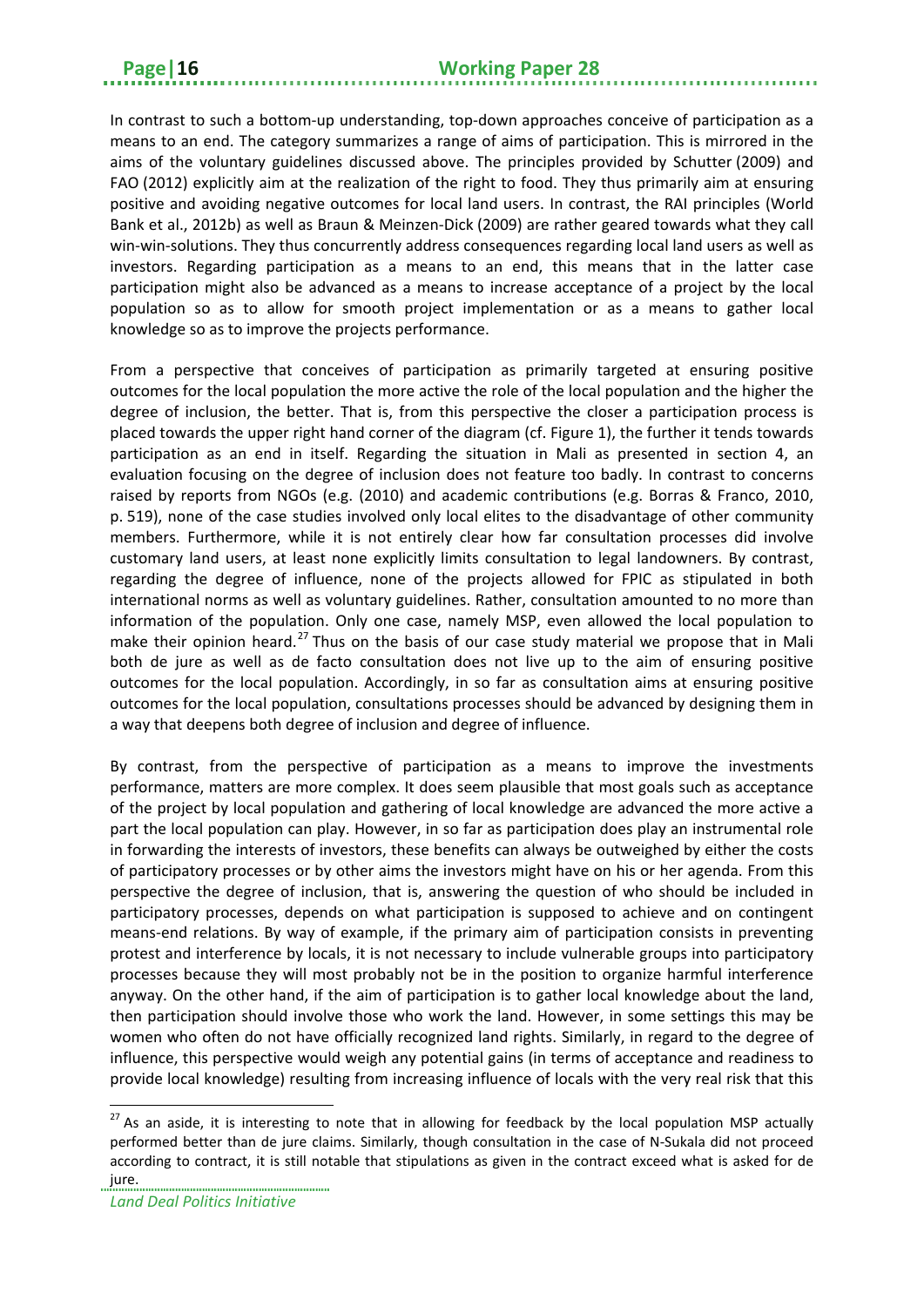In contrast to such a bottom-up understanding, top-down approaches conceive of participation as a means to an end. The category summarizes a range of aims of participation. This is mirrored in the aims of the voluntary guidelines discussed above. The principles provided by Schutter (2009) and FAO (2012) explicitly aim at the realization of the right to food. They thus primarily aim at ensuring positive and avoiding negative outcomes for local land users. In contrast, the RAI principles (World Bank et al., 2012b) as well as Braun & Meinzen-Dick (2009) are rather geared towards what they call win-win-solutions. They thus concurrently address consequences regarding local land users as well as investors. Regarding participation as a means to an end, this means that in the latter case participation might also be advanced as a means to increase acceptance of a project by the local population so as to allow for smooth project implementation or as a means to gather local knowledge so as to improve the projects performance.

From a perspective that conceives of participation as primarily targeted at ensuring positive outcomes for the local population the more active the role of the local population and the higher the degree of inclusion, the better. That is, from this perspective the closer a participation process is placed towards the upper right hand corner of the diagram (cf. Figure 1), the further it tends towards participation as an end in itself. Regarding the situation in Mali as presented in section 4, an evaluation focusing on the degree of inclusion does not feature too badly. In contrast to concerns raised by reports from NGOs (e.g. (2010) and academic contributions (e.g. Borras & Franco, 2010, p. 519), none of the case studies involved only local elites to the disadvantage of other community members. Furthermore, while it is not entirely clear how far consultation processes did involve customary land users, at least none explicitly limits consultation to legal landowners. By contrast, regarding the degree of influence, none of the projects allowed for FPIC as stipulated in both international norms as well as voluntary guidelines. Rather, consultation amounted to no more than information of the population. Only one case, namely MSP, even allowed the local population to make their opinion heard.[27] Thus on the basis of our case study material we propose that in Mali both de jure as well as de facto consultation does not live up to the aim of ensuring positive outcomes for the local population. Accordingly, in so far as consultation aims at ensuring positive outcomes for the local population, consultations processes should be advanced by designing them in a way that deepens both degree of inclusion and degree of influence.

By contrast, from the perspective of participation as a means to improve the investments performance, matters are more complex. It does seem plausible that most goals such as acceptance of the project by local population and gathering of local knowledge are advanced the more active a part the local population can play. However, in so far as participation does play an instrumental role in forwarding the interests of investors, these benefits can always be outweighed by either the costs of participatory processes or by other aims the investors might have on his or her agenda. From this perspective the degree of inclusion, that is, answering the question of who should be included in participatory processes, depends on what participation is supposed to achieve and on contingent means-end relations. By way of example, if the primary aim of participation consists in preventing protest and interference by locals, it is not necessary to include vulnerable groups into participatory processes because they will most probably not be in the position to organize harmful interference anyway. On the other hand, if the aim of participation is to gather local knowledge about the land, then participation should involve those who work the land. However, in some settings this may be women who often do not have officially recognized land rights. Similarly, in regard to the degree of influence, this perspective would weigh any potential gains (in terms of acceptance and readiness to provide local knowledge) resulting from increasing influence of locals with the very real risk that this

[27] As an aside, it is interesting to note that in allowing for feedback by the local population MSP actually performed better than de jure claims. Similarly, though consultation in the case of N-Sukala did not proceed according to contract, it is still notable that stipulations as given in the contract exceed what is asked for de jure.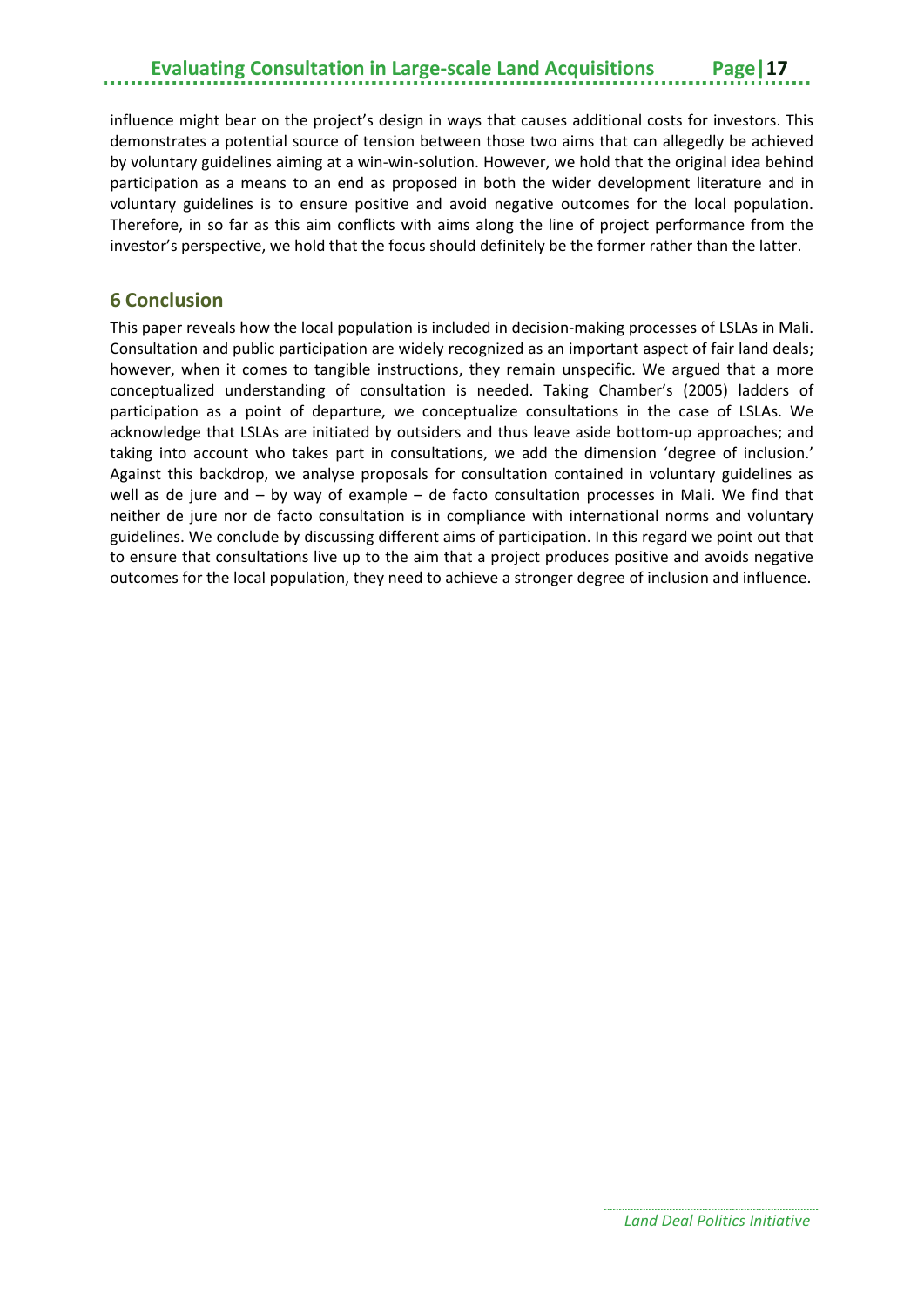influence might bear on the project's design in ways that causes additional costs for investors. This demonstrates a potential source of tension between those two aims that can allegedly be achieved by voluntary guidelines aiming at a win-win-solution. However, we hold that the original idea behind participation as a means to an end as proposed in both the wider development literature and in voluntary guidelines is to ensure positive and avoid negative outcomes for the local population. Therefore, in so far as this aim conflicts with aims along the line of project performance from the investor's perspective, we hold that the focus should definitely be the former rather than the latter.

## 6 Conclusion

This paper reveals how the local population is included in decision-making processes of LSLAs in Mali. Consultation and public participation are widely recognized as an important aspect of fair land deals; however, when it comes to tangible instructions, they remain unspecific. We argued that a more conceptualized understanding of consultation is needed. Taking Chamber's (2005) ladders of participation as a point of departure, we conceptualize consultations in the case of LSLAs. We acknowledge that LSLAs are initiated by outsiders and thus leave aside bottom-up approaches; and taking into account who takes part in consultations, we add the dimension 'degree of inclusion.' Against this backdrop, we analyse proposals for consultation contained in voluntary guidelines as well as de jure and – by way of example – de facto consultation processes in Mali. We find that neither de jure nor de facto consultation is in compliance with international norms and voluntary guidelines. We conclude by discussing different aims of participation. In this regard we point out that to ensure that consultations live up to the aim that a project produces positive and avoids negative outcomes for the local population, they need to achieve a stronger degree of inclusion and influence.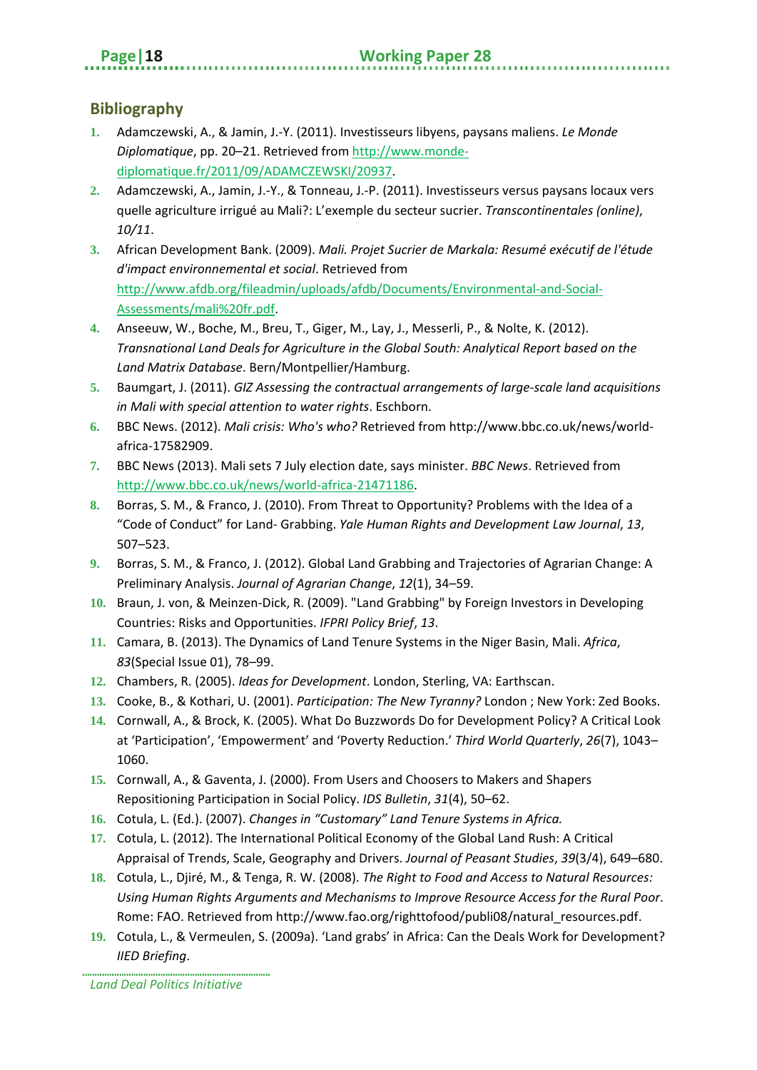## Bibliography

1. Adamczewski, A., & Jamin, J.-Y. (2011). Investisseurs libyens, paysans maliens. *Le Monde Diplomatique*, pp. 20–21. Retrieved from http://www.monde-diplomatique.fr/2011/09/ADAMCZEWSKI/20937.
2. Adamczewski, A., Jamin, J.-Y., & Tonneau, J.-P. (2011). Investisseurs versus paysans locaux vers quelle agriculture irrigué au Mali?: L'exemple du secteur sucrier. *Transcontinentales (online)*, *10/11*.
3. African Development Bank. (2009). *Mali. Projet Sucrier de Markala: Resumé exécutif de l'étude d'impact environnemental et social*. Retrieved from http://www.afdb.org/fileadmin/uploads/afdb/Documents/Environmental-and-Social-Assessments/mali%20fr.pdf.
4. Anseeuw, W., Boche, M., Breu, T., Giger, M., Lay, J., Messerli, P., & Nolte, K. (2012). *Transnational Land Deals for Agriculture in the Global South: Analytical Report based on the Land Matrix Database*. Bern/Montpellier/Hamburg.
5. Baumgart, J. (2011). *GIZ Assessing the contractual arrangements of large-scale land acquisitions in Mali with special attention to water rights*. Eschborn.
6. BBC News. (2012). *Mali crisis: Who's who?* Retrieved from http://www.bbc.co.uk/news/world-africa-17582909.
7. BBC News (2013). Mali sets 7 July election date, says minister. *BBC News*. Retrieved from http://www.bbc.co.uk/news/world-africa-21471186.
8. Borras, S. M., & Franco, J. (2010). From Threat to Opportunity? Problems with the Idea of a "Code of Conduct" for Land- Grabbing. *Yale Human Rights and Development Law Journal*, *13*, 507–523.
9. Borras, S. M., & Franco, J. (2012). Global Land Grabbing and Trajectories of Agrarian Change: A Preliminary Analysis. *Journal of Agrarian Change*, *12*(1), 34–59.
10. Braun, J. von, & Meinzen-Dick, R. (2009). "Land Grabbing" by Foreign Investors in Developing Countries: Risks and Opportunities. *IFPRI Policy Brief*, *13*.
11. Camara, B. (2013). The Dynamics of Land Tenure Systems in the Niger Basin, Mali. *Africa*, *83*(Special Issue 01), 78–99.
12. Chambers, R. (2005). *Ideas for Development*. London, Sterling, VA: Earthscan.
13. Cooke, B., & Kothari, U. (2001). *Participation: The New Tyranny?* London ; New York: Zed Books.
14. Cornwall, A., & Brock, K. (2005). What Do Buzzwords Do for Development Policy? A Critical Look at 'Participation', 'Empowerment' and 'Poverty Reduction.' *Third World Quarterly*, *26*(7), 1043–1060.
15. Cornwall, A., & Gaventa, J. (2000). From Users and Choosers to Makers and Shapers Repositioning Participation in Social Policy. *IDS Bulletin*, *31*(4), 50–62.
16. Cotula, L. (Ed.). (2007). *Changes in "Customary" Land Tenure Systems in Africa.*
17. Cotula, L. (2012). The International Political Economy of the Global Land Rush: A Critical Appraisal of Trends, Scale, Geography and Drivers. *Journal of Peasant Studies*, *39*(3/4), 649–680.
18. Cotula, L., Djiré, M., & Tenga, R. W. (2008). *The Right to Food and Access to Natural Resources: Using Human Rights Arguments and Mechanisms to Improve Resource Access for the Rural Poor*. Rome: FAO. Retrieved from http://www.fao.org/righttofood/publi08/natural_resources.pdf.
19. Cotula, L., & Vermeulen, S. (2009a). 'Land grabs' in Africa: Can the Deals Work for Development? *IIED Briefing*.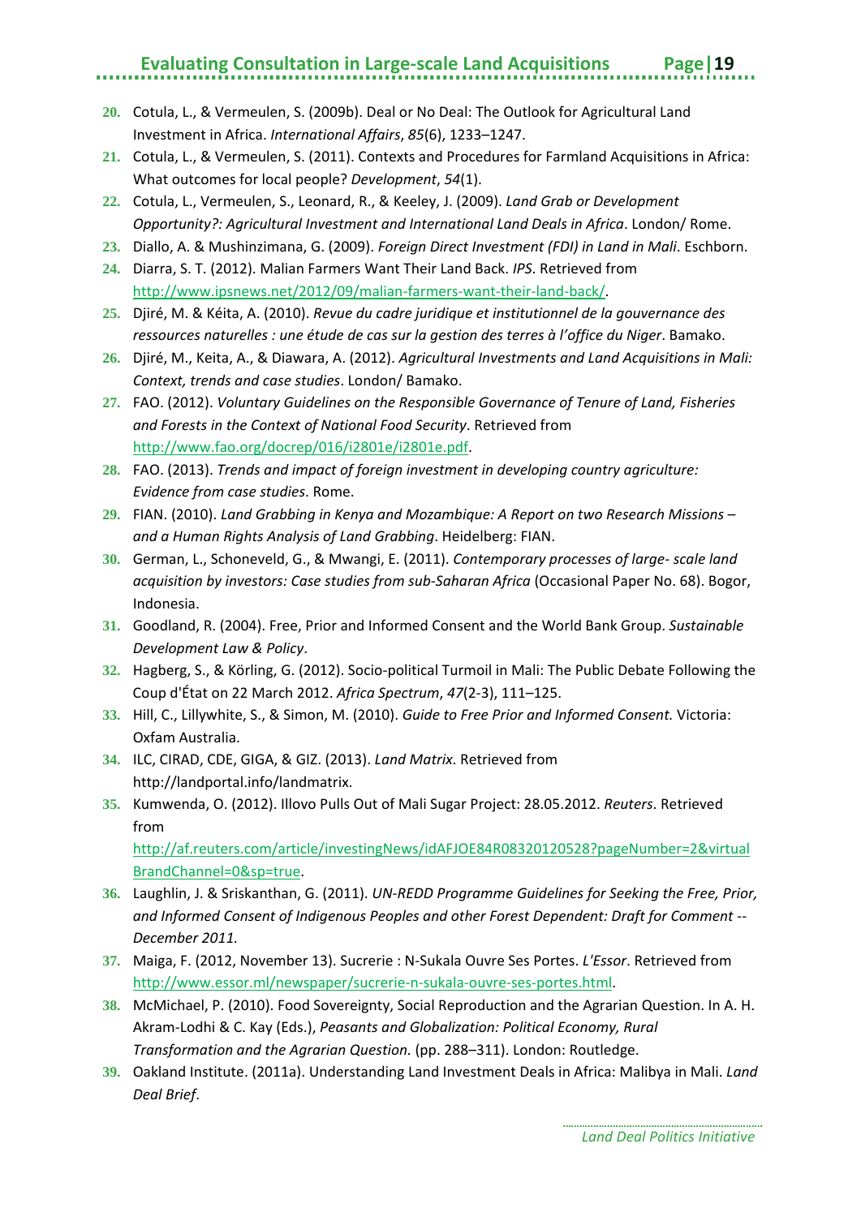20. Cotula, L., & Vermeulen, S. (2009b). Deal or No Deal: The Outlook for Agricultural Land Investment in Africa. *International Affairs*, *85*(6), 1233–1247.
21. Cotula, L., & Vermeulen, S. (2011). Contexts and Procedures for Farmland Acquisitions in Africa: What outcomes for local people? *Development*, *54*(1).
22. Cotula, L., Vermeulen, S., Leonard, R., & Keeley, J. (2009). *Land Grab or Development Opportunity?: Agricultural Investment and International Land Deals in Africa*. London/ Rome.
23. Diallo, A. & Mushinzimana, G. (2009). *Foreign Direct Investment (FDI) in Land in Mali*. Eschborn.
24. Diarra, S. T. (2012). Malian Farmers Want Their Land Back. *IPS*. Retrieved from http://www.ipsnews.net/2012/09/malian-farmers-want-their-land-back/.
25. Djiré, M. & Kéita, A. (2010). *Revue du cadre juridique et institutionnel de la gouvernance des ressources naturelles : une étude de cas sur la gestion des terres à l'office du Niger*. Bamako.
26. Djiré, M., Keita, A., & Diawara, A. (2012). *Agricultural Investments and Land Acquisitions in Mali: Context, trends and case studies*. London/ Bamako.
27. FAO. (2012). *Voluntary Guidelines on the Responsible Governance of Tenure of Land, Fisheries and Forests in the Context of National Food Security*. Retrieved from http://www.fao.org/docrep/016/i2801e/i2801e.pdf.
28. FAO. (2013). *Trends and impact of foreign investment in developing country agriculture: Evidence from case studies*. Rome.
29. FIAN. (2010). *Land Grabbing in Kenya and Mozambique: A Report on two Research Missions – and a Human Rights Analysis of Land Grabbing*. Heidelberg: FIAN.
30. German, L., Schoneveld, G., & Mwangi, E. (2011). *Contemporary processes of large- scale land acquisition by investors: Case studies from sub-Saharan Africa* (Occasional Paper No. 68). Bogor, Indonesia.
31. Goodland, R. (2004). Free, Prior and Informed Consent and the World Bank Group. *Sustainable Development Law & Policy*.
32. Hagberg, S., & Körling, G. (2012). Socio-political Turmoil in Mali: The Public Debate Following the Coup d'État on 22 March 2012. *Africa Spectrum*, *47*(2-3), 111–125.
33. Hill, C., Lillywhite, S., & Simon, M. (2010). *Guide to Free Prior and Informed Consent.* Victoria: Oxfam Australia.
34. ILC, CIRAD, CDE, GIGA, & GIZ. (2013). *Land Matrix*. Retrieved from http://landportal.info/landmatrix.
35. Kumwenda, O. (2012). Illovo Pulls Out of Mali Sugar Project: 28.05.2012. *Reuters*. Retrieved from http://af.reuters.com/article/investingNews/idAFJOE84R08320120528?pageNumber=2&virtualBrandChannel=0&sp=true.
36. Laughlin, J. & Sriskanthan, G. (2011). *UN-REDD Programme Guidelines for Seeking the Free, Prior, and Informed Consent of Indigenous Peoples and other Forest Dependent: Draft for Comment -- December 2011.*
37. Maiga, F. (2012, November 13). Sucrerie : N-Sukala Ouvre Ses Portes. *L'Essor*. Retrieved from http://www.essor.ml/newspaper/sucrerie-n-sukala-ouvre-ses-portes.html.
38. McMichael, P. (2010). Food Sovereignty, Social Reproduction and the Agrarian Question. In A. H. Akram-Lodhi & C. Kay (Eds.), *Peasants and Globalization: Political Economy, Rural Transformation and the Agrarian Question.* (pp. 288–311). London: Routledge.
39. Oakland Institute. (2011a). Understanding Land Investment Deals in Africa: Malibya in Mali. *Land Deal Brief*.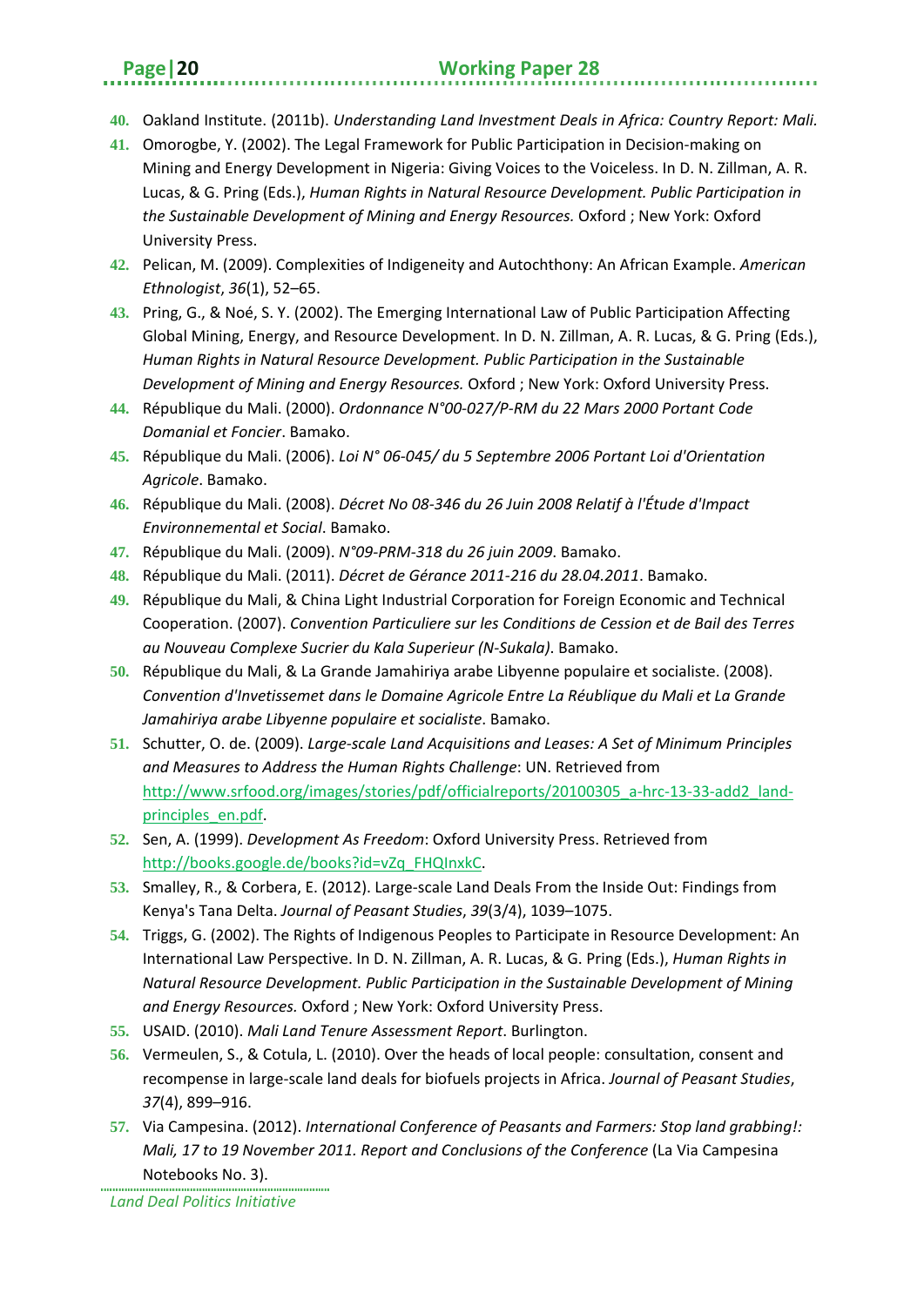40. Oakland Institute. (2011b). *Understanding Land Investment Deals in Africa: Country Report: Mali.*
41. Omorogbe, Y. (2002). The Legal Framework for Public Participation in Decision-making on Mining and Energy Development in Nigeria: Giving Voices to the Voiceless. In D. N. Zillman, A. R. Lucas, & G. Pring (Eds.), *Human Rights in Natural Resource Development. Public Participation in the Sustainable Development of Mining and Energy Resources.* Oxford ; New York: Oxford University Press.
42. Pelican, M. (2009). Complexities of Indigeneity and Autochthony: An African Example. *American Ethnologist*, *36*(1), 52–65.
43. Pring, G., & Noé, S. Y. (2002). The Emerging International Law of Public Participation Affecting Global Mining, Energy, and Resource Development. In D. N. Zillman, A. R. Lucas, & G. Pring (Eds.), *Human Rights in Natural Resource Development. Public Participation in the Sustainable Development of Mining and Energy Resources.* Oxford ; New York: Oxford University Press.
44. République du Mali. (2000). *Ordonnance N°00-027/P-RM du 22 Mars 2000 Portant Code Domanial et Foncier*. Bamako.
45. République du Mali. (2006). *Loi N° 06-045/ du 5 Septembre 2006 Portant Loi d'Orientation Agricole*. Bamako.
46. République du Mali. (2008). *Décret No 08-346 du 26 Juin 2008 Relatif à l'Étude d'Impact Environnemental et Social*. Bamako.
47. République du Mali. (2009). *N°09-PRM-318 du 26 juin 2009*. Bamako.
48. République du Mali. (2011). *Décret de Gérance 2011-216 du 28.04.2011*. Bamako.
49. République du Mali, & China Light Industrial Corporation for Foreign Economic and Technical Cooperation. (2007). *Convention Particuliere sur les Conditions de Cession et de Bail des Terres au Nouveau Complexe Sucrier du Kala Superieur (N-Sukala)*. Bamako.
50. République du Mali, & La Grande Jamahiriya arabe Libyenne populaire et socialiste. (2008). *Convention d'Invetissemet dans le Domaine Agricole Entre La Réublique du Mali et La Grande Jamahiriya arabe Libyenne populaire et socialiste*. Bamako.
51. Schutter, O. de. (2009). *Large-scale Land Acquisitions and Leases: A Set of Minimum Principles and Measures to Address the Human Rights Challenge*: UN. Retrieved from http://www.srfood.org/images/stories/pdf/officialreports/20100305_a-hrc-13-33-add2_land-principles_en.pdf.
52. Sen, A. (1999). *Development As Freedom*: Oxford University Press. Retrieved from http://books.google.de/books?id=vZq_FHQInxkC.
53. Smalley, R., & Corbera, E. (2012). Large-scale Land Deals From the Inside Out: Findings from Kenya's Tana Delta. *Journal of Peasant Studies*, *39*(3/4), 1039–1075.
54. Triggs, G. (2002). The Rights of Indigenous Peoples to Participate in Resource Development: An International Law Perspective. In D. N. Zillman, A. R. Lucas, & G. Pring (Eds.), *Human Rights in Natural Resource Development. Public Participation in the Sustainable Development of Mining and Energy Resources.* Oxford ; New York: Oxford University Press.
55. USAID. (2010). *Mali Land Tenure Assessment Report*. Burlington.
56. Vermeulen, S., & Cotula, L. (2010). Over the heads of local people: consultation, consent and recompense in large-scale land deals for biofuels projects in Africa. *Journal of Peasant Studies*, *37*(4), 899–916.
57. Via Campesina. (2012). *International Conference of Peasants and Farmers: Stop land grabbing!: Mali, 17 to 19 November 2011. Report and Conclusions of the Conference* (La Via Campesina Notebooks No. 3).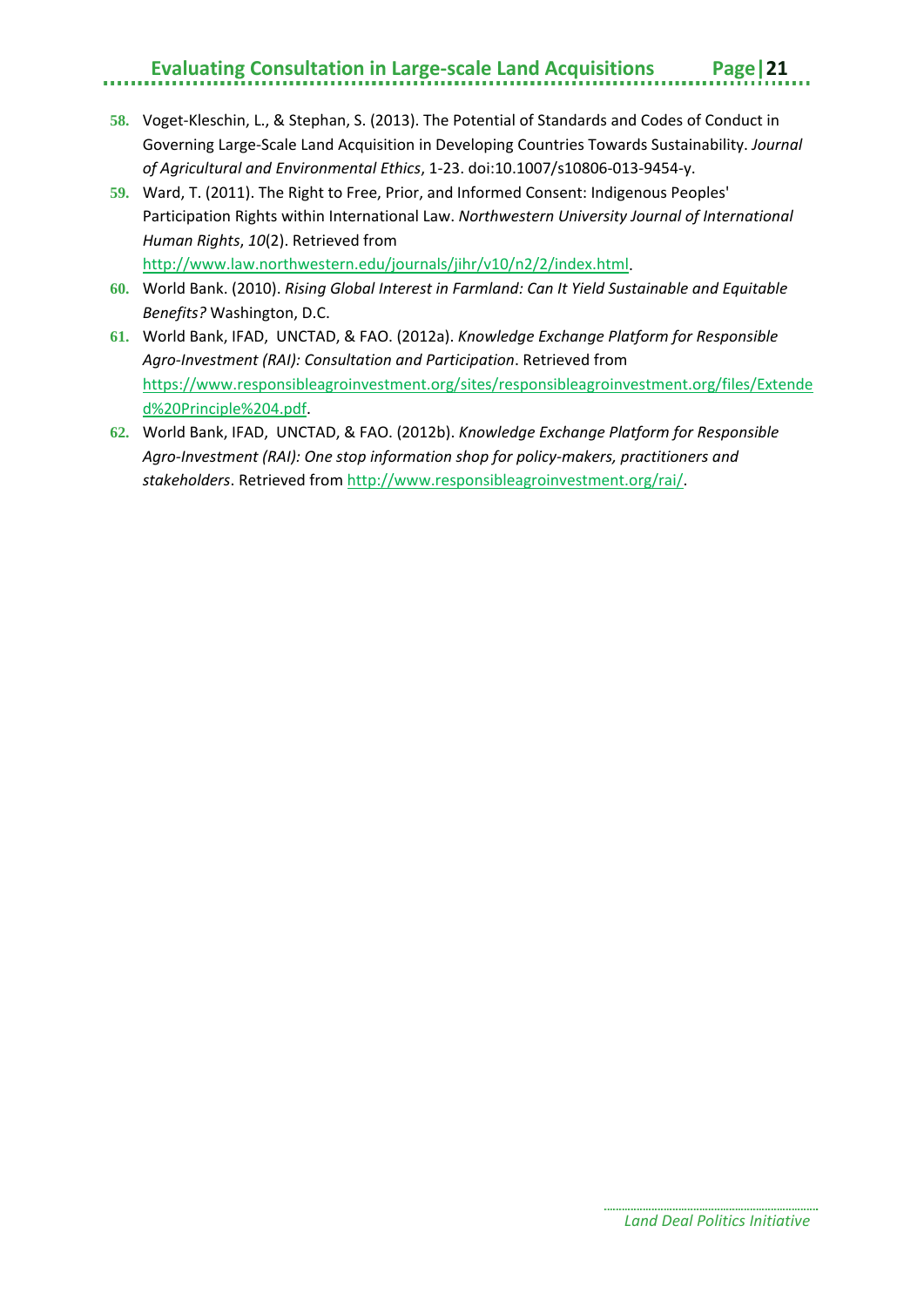58. Voget-Kleschin, L., & Stephan, S. (2013). The Potential of Standards and Codes of Conduct in Governing Large-Scale Land Acquisition in Developing Countries Towards Sustainability. *Journal of Agricultural and Environmental Ethics*, 1-23. doi:10.1007/s10806-013-9454-y.
59. Ward, T. (2011). The Right to Free, Prior, and Informed Consent: Indigenous Peoples' Participation Rights within International Law. *Northwestern University Journal of International Human Rights*, *10*(2). Retrieved from http://www.law.northwestern.edu/journals/jihr/v10/n2/2/index.html.
60. World Bank. (2010). *Rising Global Interest in Farmland: Can It Yield Sustainable and Equitable Benefits?* Washington, D.C.
61. World Bank, IFAD, UNCTAD, & FAO. (2012a). *Knowledge Exchange Platform for Responsible Agro-Investment (RAI): Consultation and Participation*. Retrieved from https://www.responsibleagroinvestment.org/sites/responsibleagroinvestment.org/files/Extended%20Principle%204.pdf.
62. World Bank, IFAD, UNCTAD, & FAO. (2012b). *Knowledge Exchange Platform for Responsible Agro-Investment (RAI): One stop information shop for policy-makers, practitioners and stakeholders*. Retrieved from http://www.responsibleagroinvestment.org/rai/.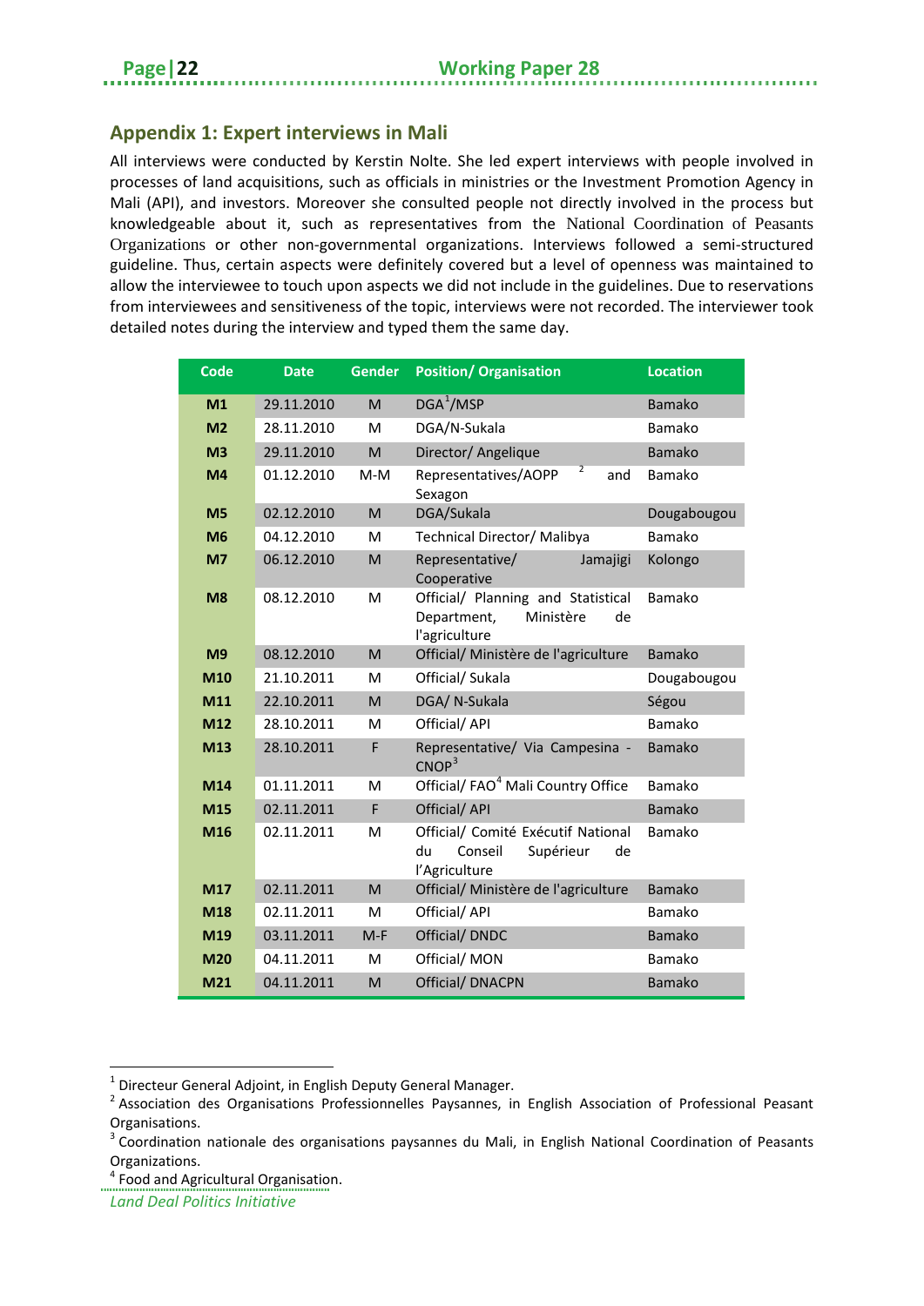## Appendix 1: Expert interviews in Mali

All interviews were conducted by Kerstin Nolte. She led expert interviews with people involved in processes of land acquisitions, such as officials in ministries or the Investment Promotion Agency in Mali (API), and investors. Moreover she consulted people not directly involved in the process but knowledgeable about it, such as representatives from the National Coordination of Peasants Organizations or other non-governmental organizations. Interviews followed a semi-structured guideline. Thus, certain aspects were definitely covered but a level of openness was maintained to allow the interviewee to touch upon aspects we did not include in the guidelines. Due to reservations from interviewees and sensitiveness of the topic, interviews were not recorded. The interviewer took detailed notes during the interview and typed them the same day.

| Code | Date | Gender | Position/ Organisation | Location |
|---|---|---|---|---|
| **M1** | 29.11.2010 | M | DGA[1]/MSP | Bamako |
| **M2** | 28.11.2010 | M | DGA/N-Sukala | Bamako |
| **M3** | 29.11.2010 | M | Director/ Angelique | Bamako |
| **M4** | 01.12.2010 | M-M | Representatives/AOPP [2] and Sexagon | Bamako |
| **M5** | 02.12.2010 | M | DGA/Sukala | Dougabougou |
| **M6** | 04.12.2010 | M | Technical Director/ Malibya | Bamako |
| **M7** | 06.12.2010 | M | Representative/ Jamajigi Cooperative | Kolongo |
| **M8** | 08.12.2010 | M | Official/ Planning and Statistical Department, Ministère de l'agriculture | Bamako |
| **M9** | 08.12.2010 | M | Official/ Ministère de l'agriculture | Bamako |
| **M10** | 21.10.2011 | M | Official/ Sukala | Dougabougou |
| **M11** | 22.10.2011 | M | DGA/ N-Sukala | Ségou |
| **M12** | 28.10.2011 | M | Official/ API | Bamako |
| **M13** | 28.10.2011 | F | Representative/ Via Campesina - CNOP[3] | Bamako |
| **M14** | 01.11.2011 | M | Official/ FAO[4] Mali Country Office | Bamako |
| **M15** | 02.11.2011 | F | Official/ API | Bamako |
| **M16** | 02.11.2011 | M | Official/ Comité Exécutif National du Conseil Supérieur de l'Agriculture | Bamako |
| **M17** | 02.11.2011 | M | Official/ Ministère de l'agriculture | Bamako |
| **M18** | 02.11.2011 | M | Official/ API | Bamako |
| **M19** | 03.11.2011 | M-F | Official/ DNDC | Bamako |
| **M20** | 04.11.2011 | M | Official/ MON | Bamako |
| **M21** | 04.11.2011 | M | Official/ DNACPN | Bamako |

[1] Directeur General Adjoint, in English Deputy General Manager.

[2] Association des Organisations Professionnelles Paysannes, in English Association of Professional Peasant Organisations.

[3] Coordination nationale des organisations paysannes du Mali, in English National Coordination of Peasants Organizations.

[4] Food and Agricultural Organisation.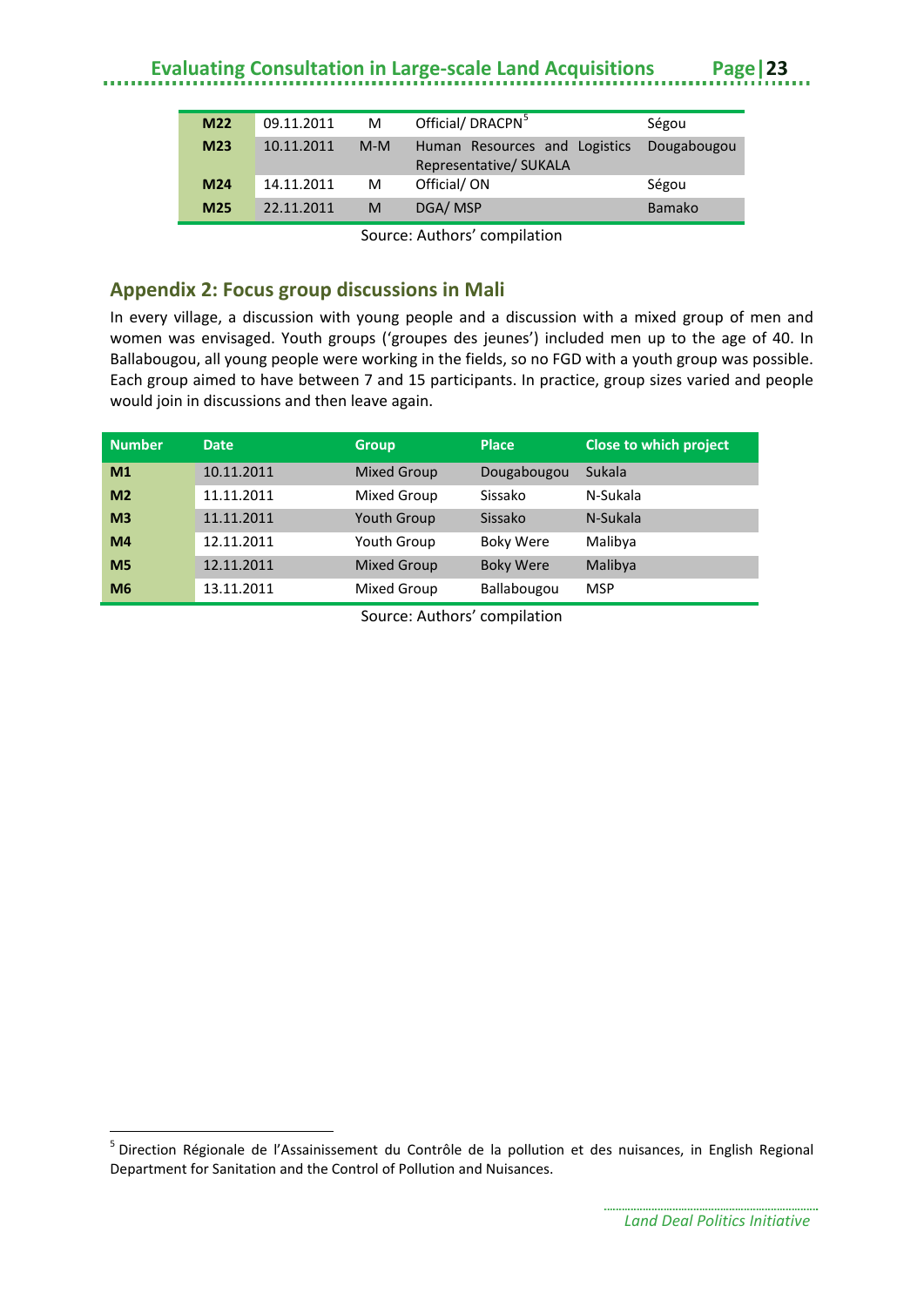| | | | | |
|---|---|---|---|---|
| **M22** | 09.11.2011 | M | Official/ DRACPN[5] | Ségou |
| **M23** | 10.11.2011 | M-M | Human Resources and Logistics Representative/ SUKALA | Dougabougou |
| **M24** | 14.11.2011 | M | Official/ ON | Ségou |
| **M25** | 22.11.2011 | M | DGA/ MSP | Bamako |

Source: Authors' compilation

## Appendix 2: Focus group discussions in Mali

In every village, a discussion with young people and a discussion with a mixed group of men and women was envisaged. Youth groups ('groupes des jeunes') included men up to the age of 40. In Ballabougou, all young people were working in the fields, so no FGD with a youth group was possible. Each group aimed to have between 7 and 15 participants. In practice, group sizes varied and people would join in discussions and then leave again.

| Number | Date | Group | Place | Close to which project |
|---|---|---|---|---|
| **M1** | 10.11.2011 | Mixed Group | Dougabougou | Sukala |
| **M2** | 11.11.2011 | Mixed Group | Sissako | N-Sukala |
| **M3** | 11.11.2011 | Youth Group | Sissako | N-Sukala |
| **M4** | 12.11.2011 | Youth Group | Boky Were | Malibya |
| **M5** | 12.11.2011 | Mixed Group | Boky Were | Malibya |
| **M6** | 13.11.2011 | Mixed Group | Ballabougou | MSP |

Source: Authors' compilation

[5] Direction Régionale de l'Assainissement du Contrôle de la pollution et des nuisances, in English Regional Department for Sanitation and the Control of Pollution and Nuisances.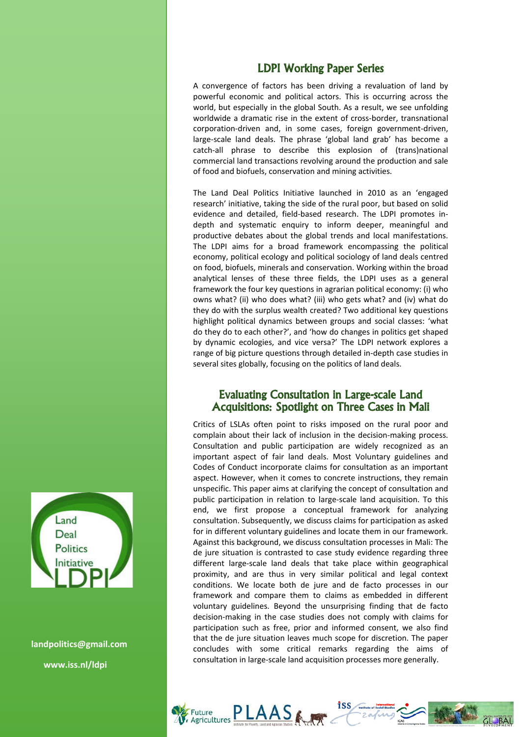## LDPI Working Paper Series

A convergence of factors has been driving a revaluation of land by powerful economic and political actors. This is occurring across the world, but especially in the global South. As a result, we see unfolding worldwide a dramatic rise in the extent of cross-border, transnational corporation-driven and, in some cases, foreign government-driven, large-scale land deals. The phrase 'global land grab' has become a catch-all phrase to describe this explosion of (trans)national commercial land transactions revolving around the production and sale of food and biofuels, conservation and mining activities.

The Land Deal Politics Initiative launched in 2010 as an 'engaged research' initiative, taking the side of the rural poor, but based on solid evidence and detailed, field-based research. The LDPI promotes in-depth and systematic enquiry to inform deeper, meaningful and productive debates about the global trends and local manifestations. The LDPI aims for a broad framework encompassing the political economy, political ecology and political sociology of land deals centred on food, biofuels, minerals and conservation. Working within the broad analytical lenses of these three fields, the LDPI uses as a general framework the four key questions in agrarian political economy: (i) who owns what? (ii) who does what? (iii) who gets what? and (iv) what do they do with the surplus wealth created? Two additional key questions highlight political dynamics between groups and social classes: 'what do they do to each other?', and 'how do changes in politics get shaped by dynamic ecologies, and vice versa?' The LDPI network explores a range of big picture questions through detailed in-depth case studies in several sites globally, focusing on the politics of land deals.

## Evaluating Consultation in Large-scale Land Acquisitions: Spotlight on Three Cases in Mali

Critics of LSLAs often point to risks imposed on the rural poor and complain about their lack of inclusion in the decision-making process. Consultation and public participation are widely recognized as an important aspect of fair land deals. Most Voluntary guidelines and Codes of Conduct incorporate claims for consultation as an important aspect. However, when it comes to concrete instructions, they remain unspecific. This paper aims at clarifying the concept of consultation and public participation in relation to large-scale land acquisition. To this end, we first propose a conceptual framework for analyzing consultation. Subsequently, we discuss claims for participation as asked for in different voluntary guidelines and locate them in our framework. Against this background, we discuss consultation processes in Mali: The de jure situation is contrasted to case study evidence regarding three different large-scale land deals that take place within geographical proximity, and are thus in very similar political and legal context conditions. We locate both de jure and de facto processes in our framework and compare them to claims as embedded in different voluntary guidelines. Beyond the unsurprising finding that de facto decision-making in the case studies does not comply with claims for participation such as free, prior and informed consent, we also find that the de jure situation leaves much scope for discretion. The paper concludes with some critical remarks regarding the aims of consultation in large-scale land acquisition processes more generally.

Land Deal Politics Initiative LDPI

landpolitics@gmail.com

www.iss.nl/ldpi